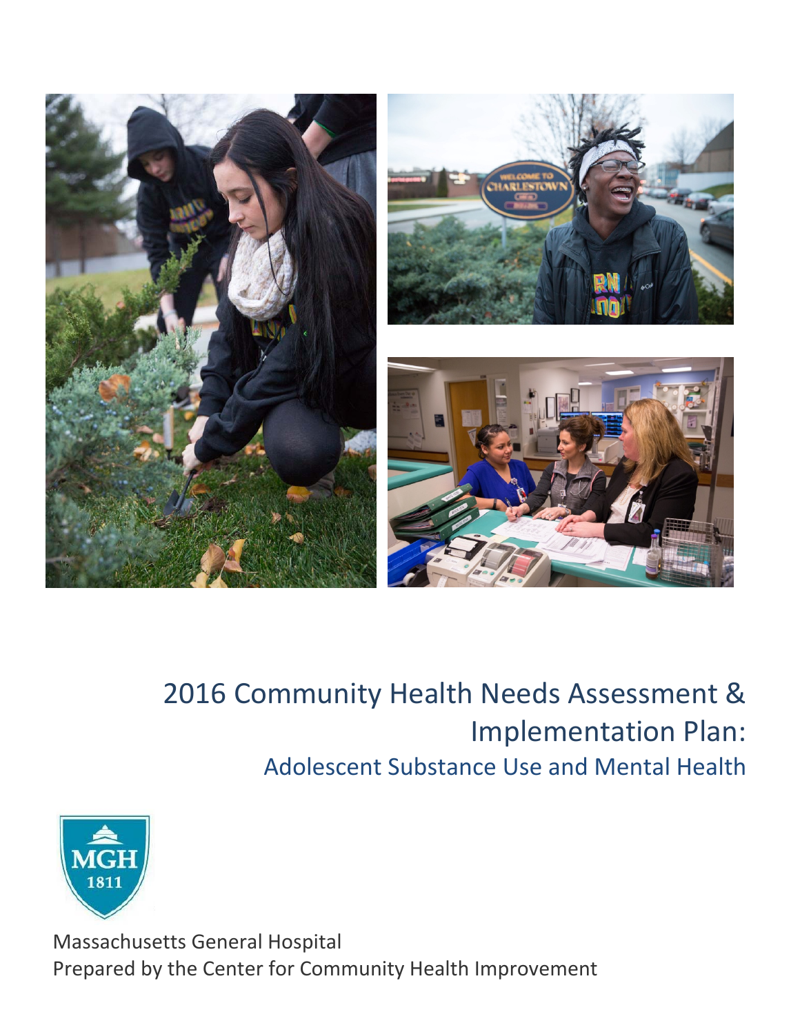# 2016 Community Health Needs Assessment & Implementation Plan:

## Adolescent Substance Use and Mental Health

Massachusetts General Hospital
Prepared by the Center for Community Health Improvement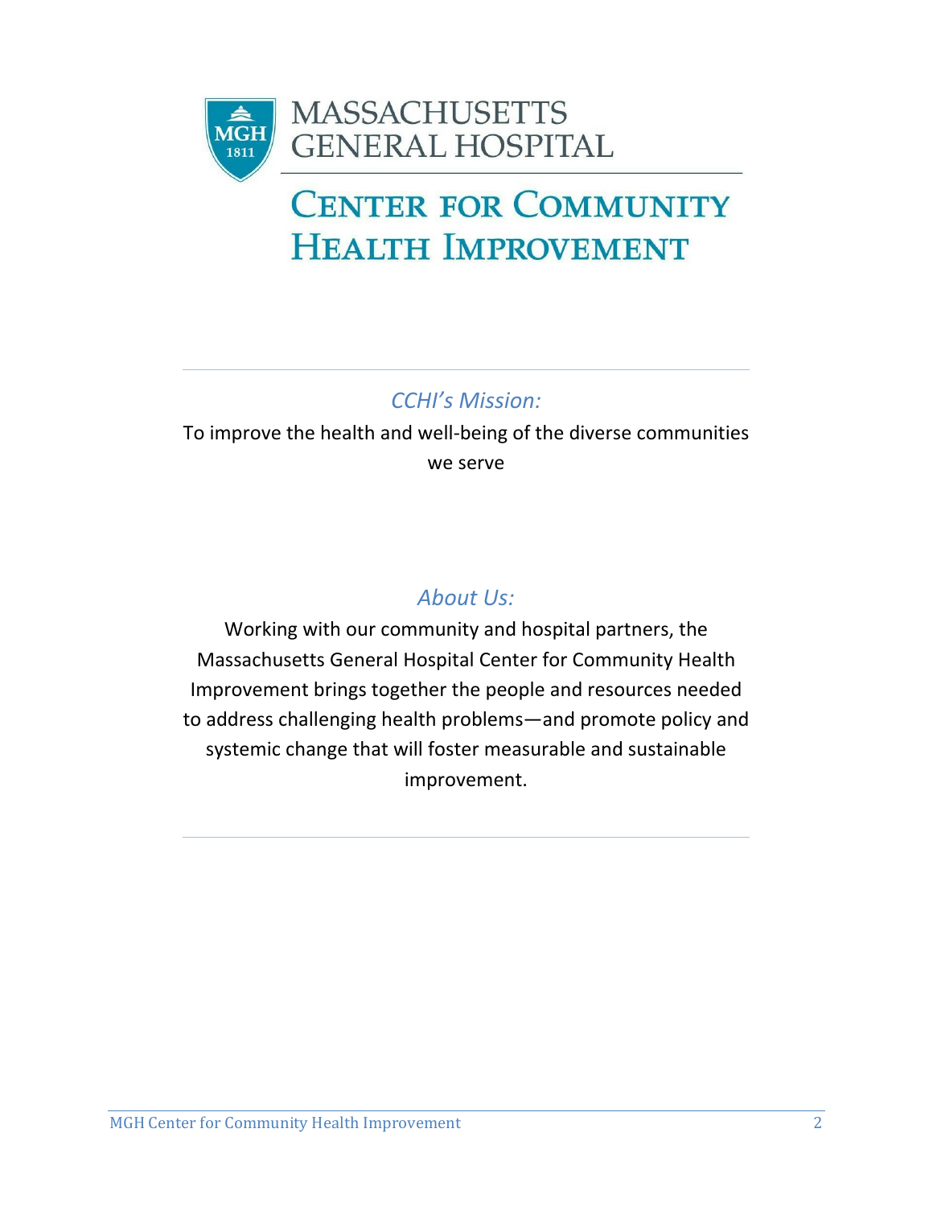MASSACHUSETTS GENERAL HOSPITAL

# CENTER FOR COMMUNITY HEALTH IMPROVEMENT

## *CCHI's Mission:*

To improve the health and well-being of the diverse communities we serve

## *About Us:*

Working with our community and hospital partners, the Massachusetts General Hospital Center for Community Health Improvement brings together the people and resources needed to address challenging health problems—and promote policy and systemic change that will foster measurable and sustainable improvement.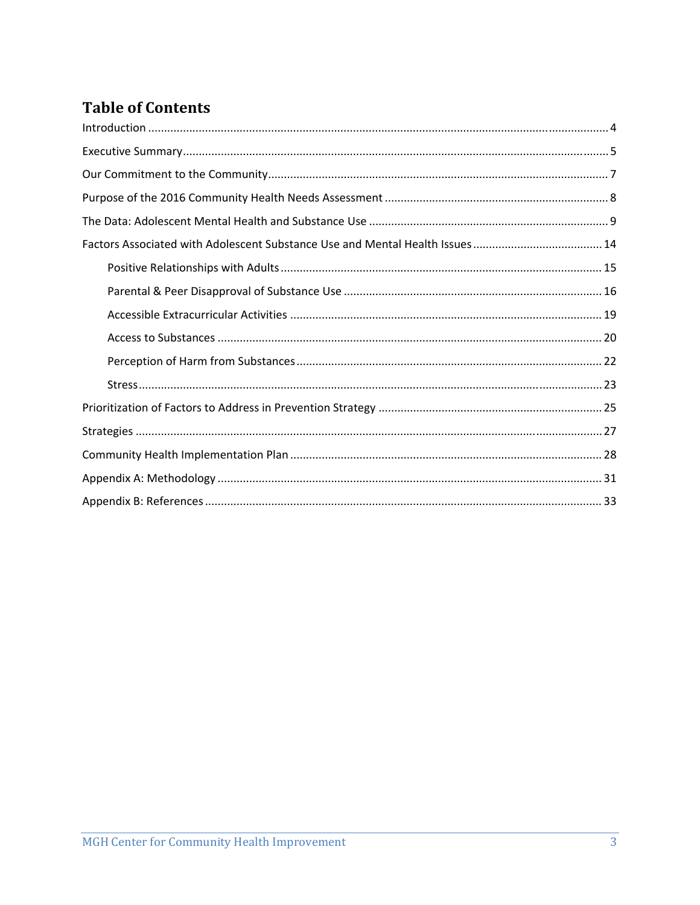# Table of Contents

Introduction ..... 4

Executive Summary ..... 5

Our Commitment to the Community ..... 7

Purpose of the 2016 Community Health Needs Assessment ..... 8

The Data: Adolescent Mental Health and Substance Use ..... 9

Factors Associated with Adolescent Substance Use and Mental Health Issues ..... 14

- Positive Relationships with Adults ..... 15
- Parental & Peer Disapproval of Substance Use ..... 16
- Accessible Extracurricular Activities ..... 19
- Access to Substances ..... 20
- Perception of Harm from Substances ..... 22
- Stress ..... 23

Prioritization of Factors to Address in Prevention Strategy ..... 25

Strategies ..... 27

Community Health Implementation Plan ..... 28

Appendix A: Methodology ..... 31

Appendix B: References ..... 33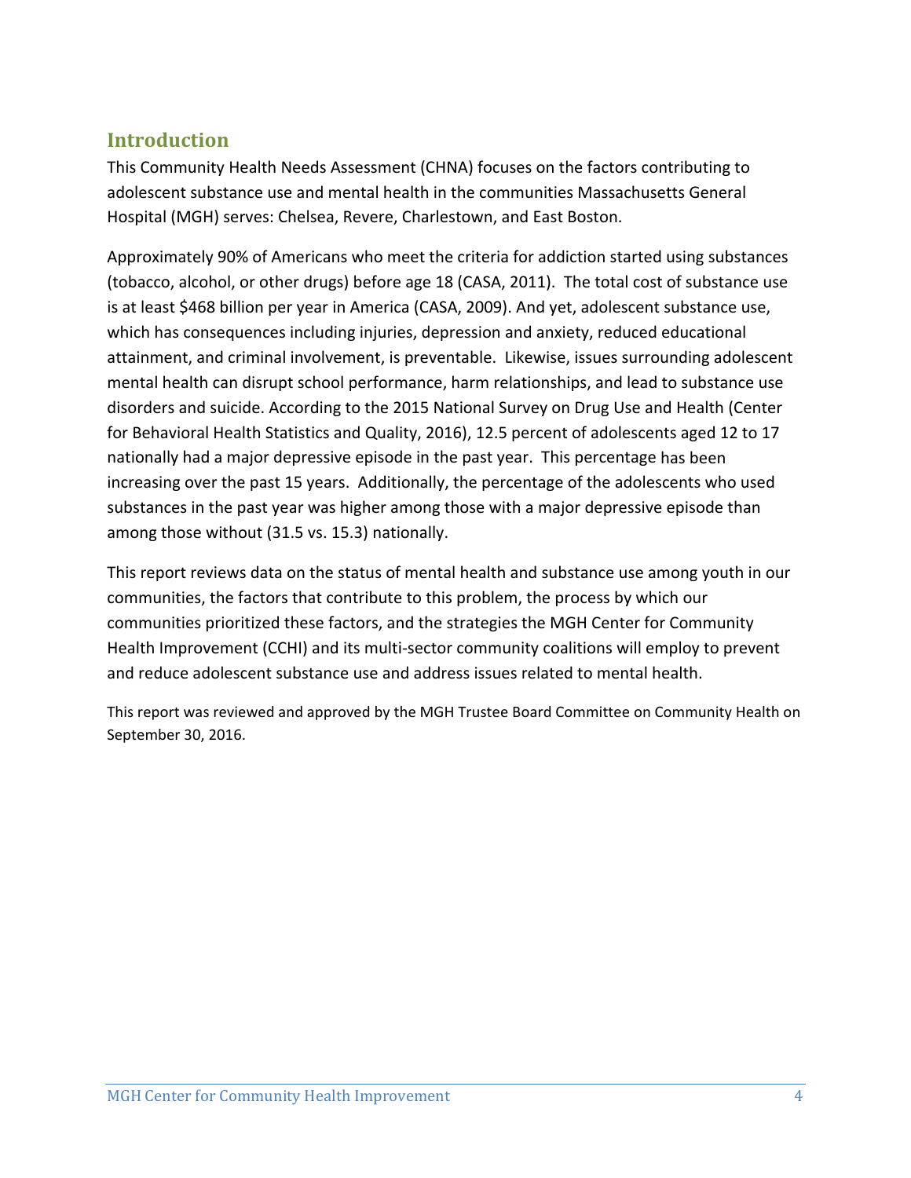## Introduction

This Community Health Needs Assessment (CHNA) focuses on the factors contributing to adolescent substance use and mental health in the communities Massachusetts General Hospital (MGH) serves: Chelsea, Revere, Charlestown, and East Boston.

Approximately 90% of Americans who meet the criteria for addiction started using substances (tobacco, alcohol, or other drugs) before age 18 (CASA, 2011). The total cost of substance use is at least $468 billion per year in America (CASA, 2009). And yet, adolescent substance use, which has consequences including injuries, depression and anxiety, reduced educational attainment, and criminal involvement, is preventable. Likewise, issues surrounding adolescent mental health can disrupt school performance, harm relationships, and lead to substance use disorders and suicide. According to the 2015 National Survey on Drug Use and Health (Center for Behavioral Health Statistics and Quality, 2016), 12.5 percent of adolescents aged 12 to 17 nationally had a major depressive episode in the past year. This percentage has been increasing over the past 15 years. Additionally, the percentage of the adolescents who used substances in the past year was higher among those with a major depressive episode than among those without (31.5 vs. 15.3) nationally.

This report reviews data on the status of mental health and substance use among youth in our communities, the factors that contribute to this problem, the process by which our communities prioritized these factors, and the strategies the MGH Center for Community Health Improvement (CCHI) and its multi-sector community coalitions will employ to prevent and reduce adolescent substance use and address issues related to mental health.

This report was reviewed and approved by the MGH Trustee Board Committee on Community Health on September 30, 2016.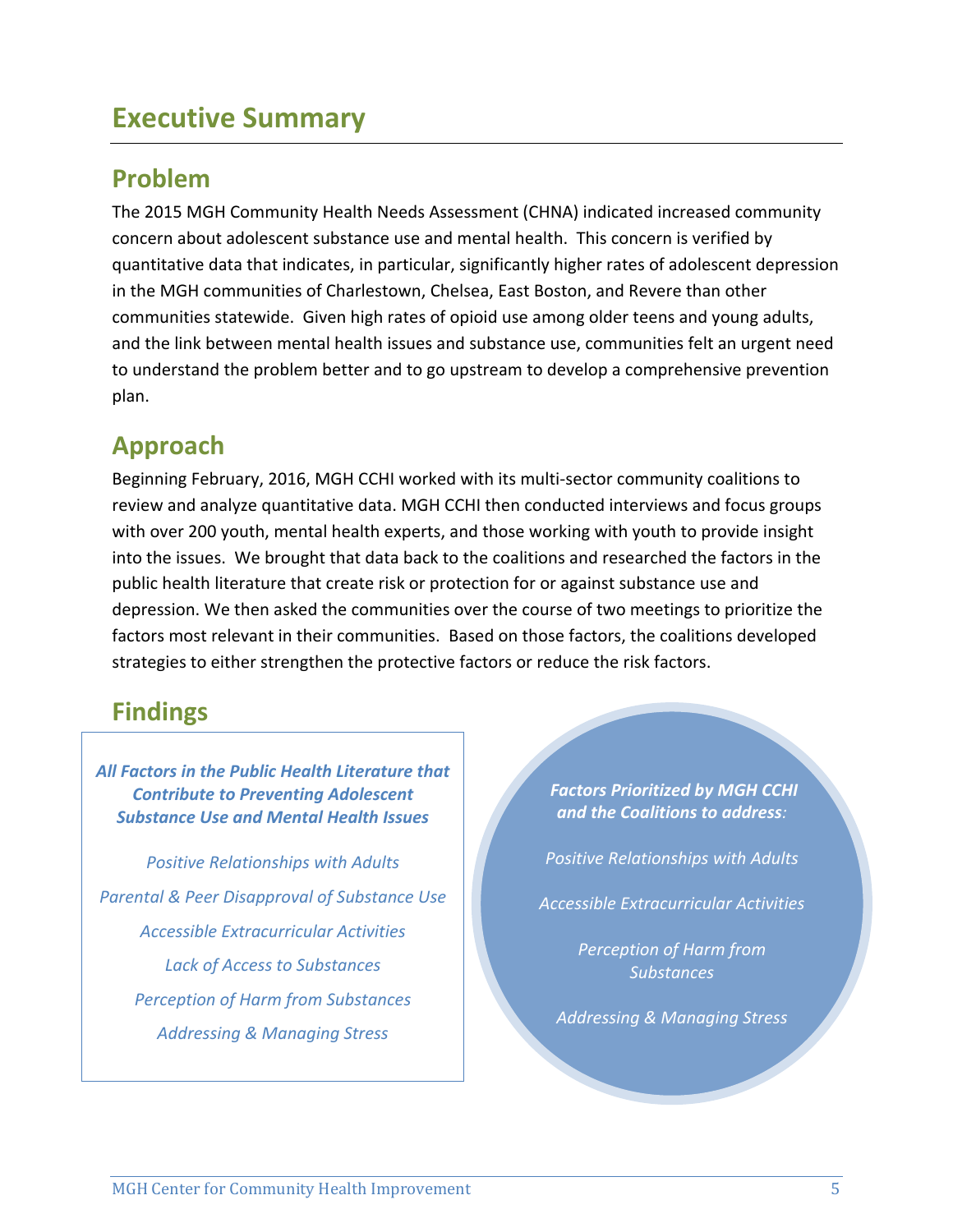# Executive Summary

## Problem

The 2015 MGH Community Health Needs Assessment (CHNA) indicated increased community concern about adolescent substance use and mental health. This concern is verified by quantitative data that indicates, in particular, significantly higher rates of adolescent depression in the MGH communities of Charlestown, Chelsea, East Boston, and Revere than other communities statewide. Given high rates of opioid use among older teens and young adults, and the link between mental health issues and substance use, communities felt an urgent need to understand the problem better and to go upstream to develop a comprehensive prevention plan.

## Approach

Beginning February, 2016, MGH CCHI worked with its multi-sector community coalitions to review and analyze quantitative data. MGH CCHI then conducted interviews and focus groups with over 200 youth, mental health experts, and those working with youth to provide insight into the issues. We brought that data back to the coalitions and researched the factors in the public health literature that create risk or protection for or against substance use and depression. We then asked the communities over the course of two meetings to prioritize the factors most relevant in their communities. Based on those factors, the coalitions developed strategies to either strengthen the protective factors or reduce the risk factors.

## Findings

***All Factors in the Public Health Literature that Contribute to Preventing Adolescent Substance Use and Mental Health Issues***

*Positive Relationships with Adults*

*Parental & Peer Disapproval of Substance Use*

*Accessible Extracurricular Activities*

*Lack of Access to Substances*

*Perception of Harm from Substances*

*Addressing & Managing Stress*

***Factors Prioritized by MGH CCHI and the Coalitions to address:***

*Positive Relationships with Adults*

*Accessible Extracurricular Activities*

*Perception of Harm from Substances*

*Addressing & Managing Stress*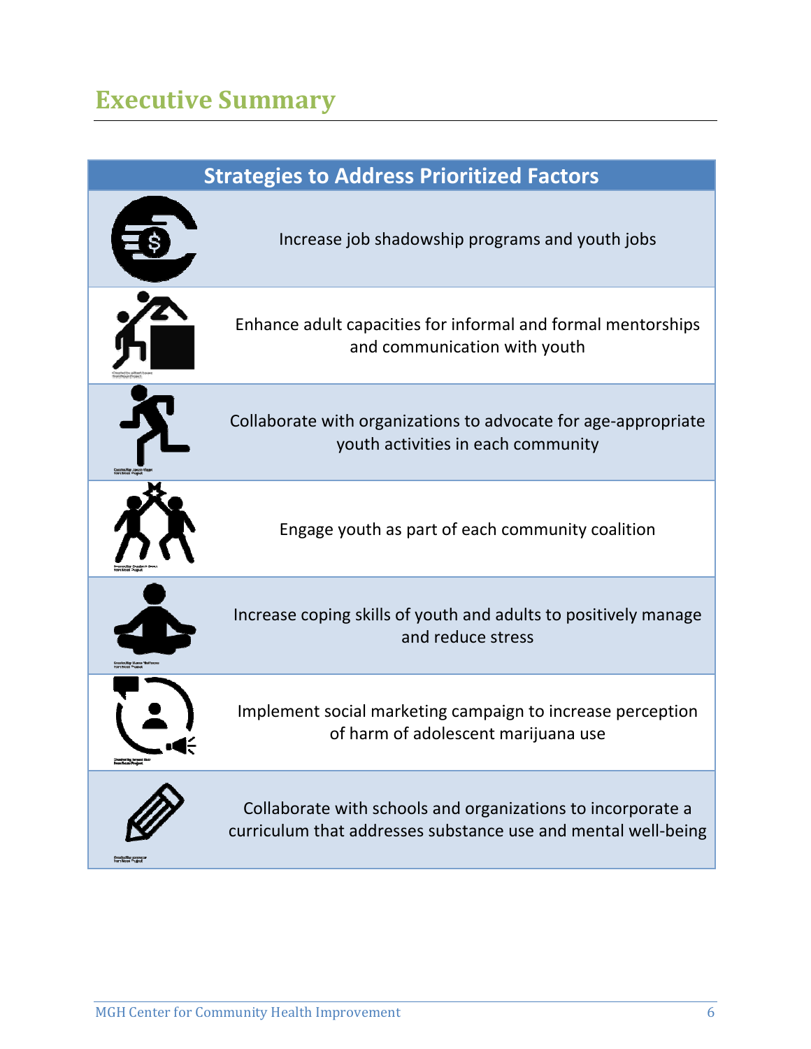# Executive Summary

| Strategies to Address Prioritized Factors |
| --- |
| Increase job shadowship programs and youth jobs |
| Enhance adult capacities for informal and formal mentorships and communication with youth |
| Collaborate with organizations to advocate for age-appropriate youth activities in each community |
| Engage youth as part of each community coalition |
| Increase coping skills of youth and adults to positively manage and reduce stress |
| Implement social marketing campaign to increase perception of harm of adolescent marijuana use |
| Collaborate with schools and organizations to incorporate a curriculum that addresses substance use and mental well-being |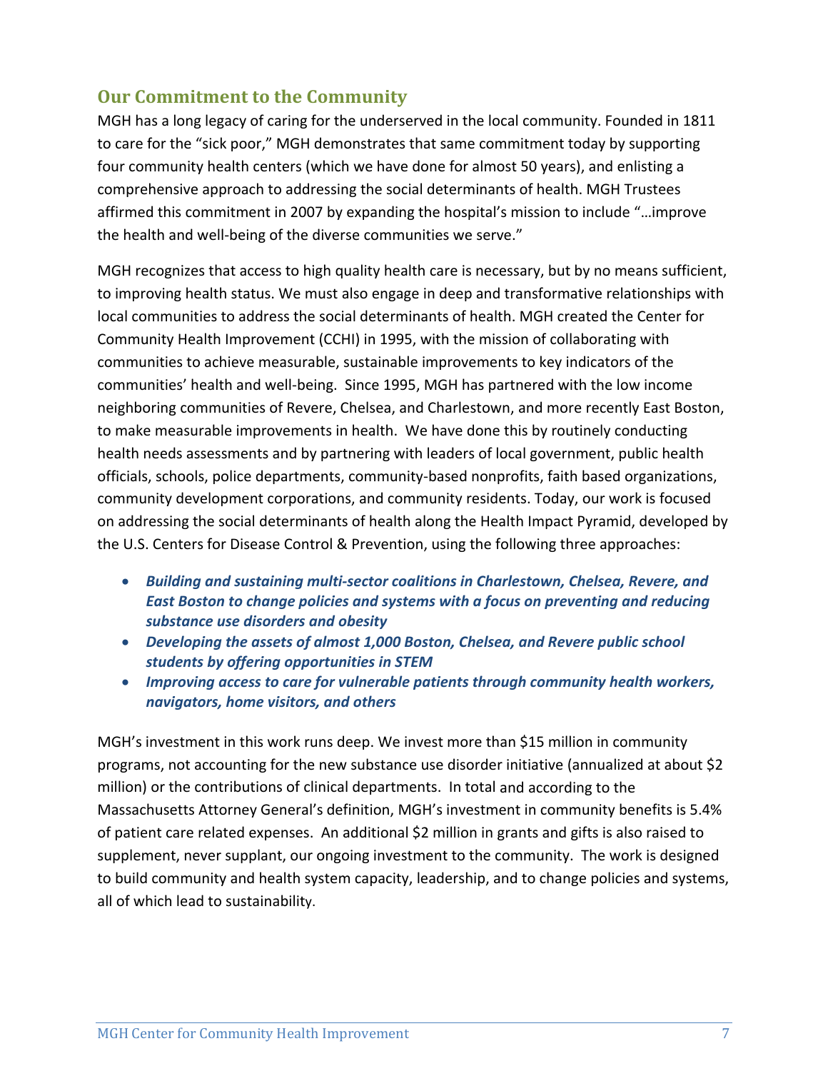## Our Commitment to the Community

MGH has a long legacy of caring for the underserved in the local community. Founded in 1811 to care for the "sick poor," MGH demonstrates that same commitment today by supporting four community health centers (which we have done for almost 50 years), and enlisting a comprehensive approach to addressing the social determinants of health. MGH Trustees affirmed this commitment in 2007 by expanding the hospital's mission to include "…improve the health and well-being of the diverse communities we serve."

MGH recognizes that access to high quality health care is necessary, but by no means sufficient, to improving health status. We must also engage in deep and transformative relationships with local communities to address the social determinants of health. MGH created the Center for Community Health Improvement (CCHI) in 1995, with the mission of collaborating with communities to achieve measurable, sustainable improvements to key indicators of the communities' health and well-being. Since 1995, MGH has partnered with the low income neighboring communities of Revere, Chelsea, and Charlestown, and more recently East Boston, to make measurable improvements in health. We have done this by routinely conducting health needs assessments and by partnering with leaders of local government, public health officials, schools, police departments, community-based nonprofits, faith based organizations, community development corporations, and community residents. Today, our work is focused on addressing the social determinants of health along the Health Impact Pyramid, developed by the U.S. Centers for Disease Control & Prevention, using the following three approaches:

- ***Building and sustaining multi-sector coalitions in Charlestown, Chelsea, Revere, and East Boston to change policies and systems with a focus on preventing and reducing substance use disorders and obesity***
- ***Developing the assets of almost 1,000 Boston, Chelsea, and Revere public school students by offering opportunities in STEM***
- ***Improving access to care for vulnerable patients through community health workers, navigators, home visitors, and others***

MGH's investment in this work runs deep. We invest more than $15 million in community programs, not accounting for the new substance use disorder initiative (annualized at about $2 million) or the contributions of clinical departments. In total and according to the Massachusetts Attorney General's definition, MGH's investment in community benefits is 5.4% of patient care related expenses. An additional $2 million in grants and gifts is also raised to supplement, never supplant, our ongoing investment to the community. The work is designed to build community and health system capacity, leadership, and to change policies and systems, all of which lead to sustainability.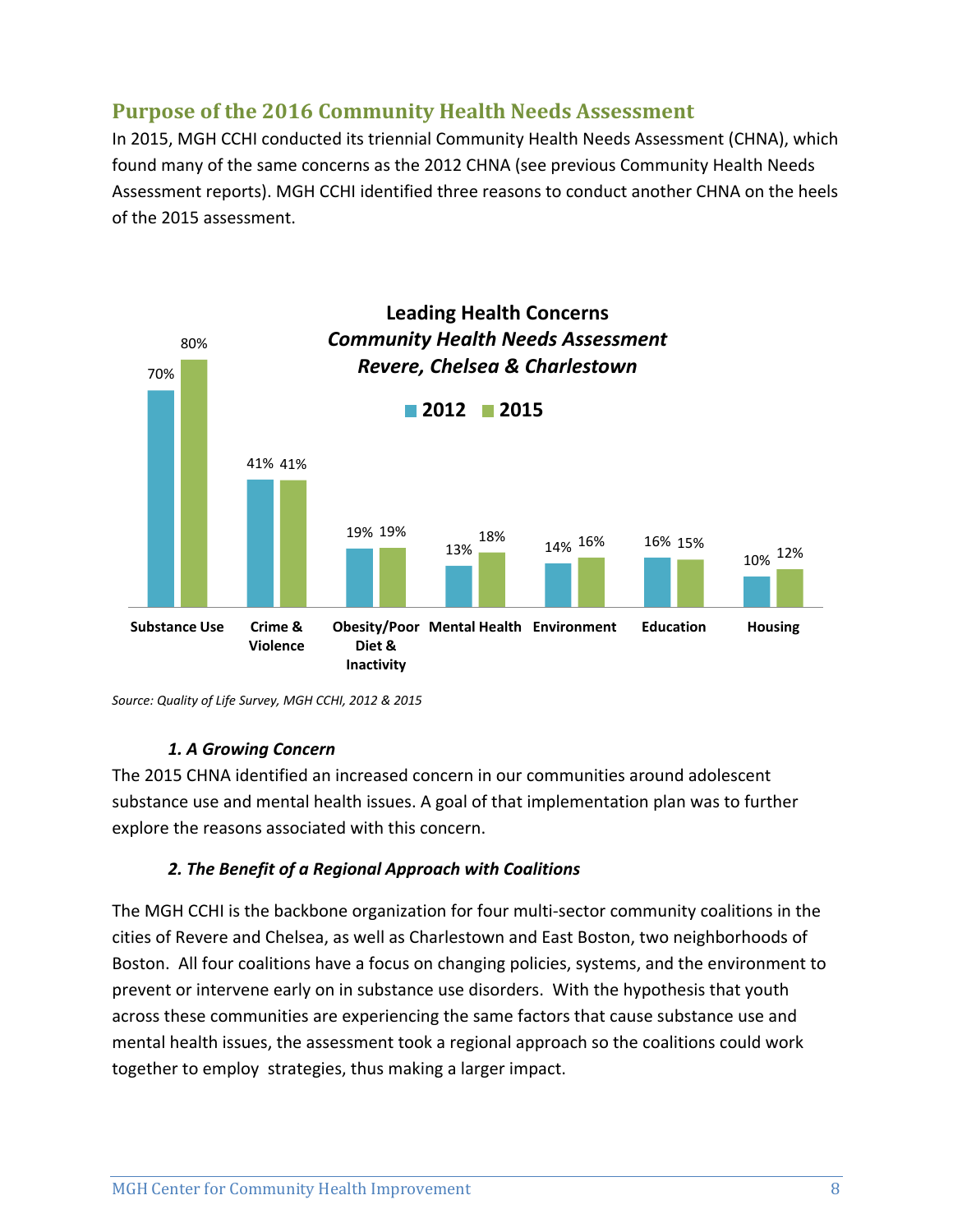## Purpose of the 2016 Community Health Needs Assessment

In 2015, MGH CCHI conducted its triennial Community Health Needs Assessment (CHNA), which found many of the same concerns as the 2012 CHNA (see previous Community Health Needs Assessment reports). MGH CCHI identified three reasons to conduct another CHNA on the heels of the 2015 assessment.

**Leading Health Concerns**
***Community Health Needs Assessment***
***Revere, Chelsea & Charlestown***

| Concern | 2012 | 2015 |
|---|---|---|
| Substance Use | 70% | 80% |
| Crime & Violence | 41% | 41% |
| Obesity/Poor Diet & Inactivity | 19% | 19% |
| Mental Health | 13% | 18% |
| Environment | 14% | 16% |
| Education | 16% | 15% |
| Housing | 10% | 12% |

*Source: Quality of Life Survey, MGH CCHI, 2012 & 2015*

***1. A Growing Concern***

The 2015 CHNA identified an increased concern in our communities around adolescent substance use and mental health issues. A goal of that implementation plan was to further explore the reasons associated with this concern.

***2. The Benefit of a Regional Approach with Coalitions***

The MGH CCHI is the backbone organization for four multi-sector community coalitions in the cities of Revere and Chelsea, as well as Charlestown and East Boston, two neighborhoods of Boston. All four coalitions have a focus on changing policies, systems, and the environment to prevent or intervene early on in substance use disorders. With the hypothesis that youth across these communities are experiencing the same factors that cause substance use and mental health issues, the assessment took a regional approach so the coalitions could work together to employ strategies, thus making a larger impact.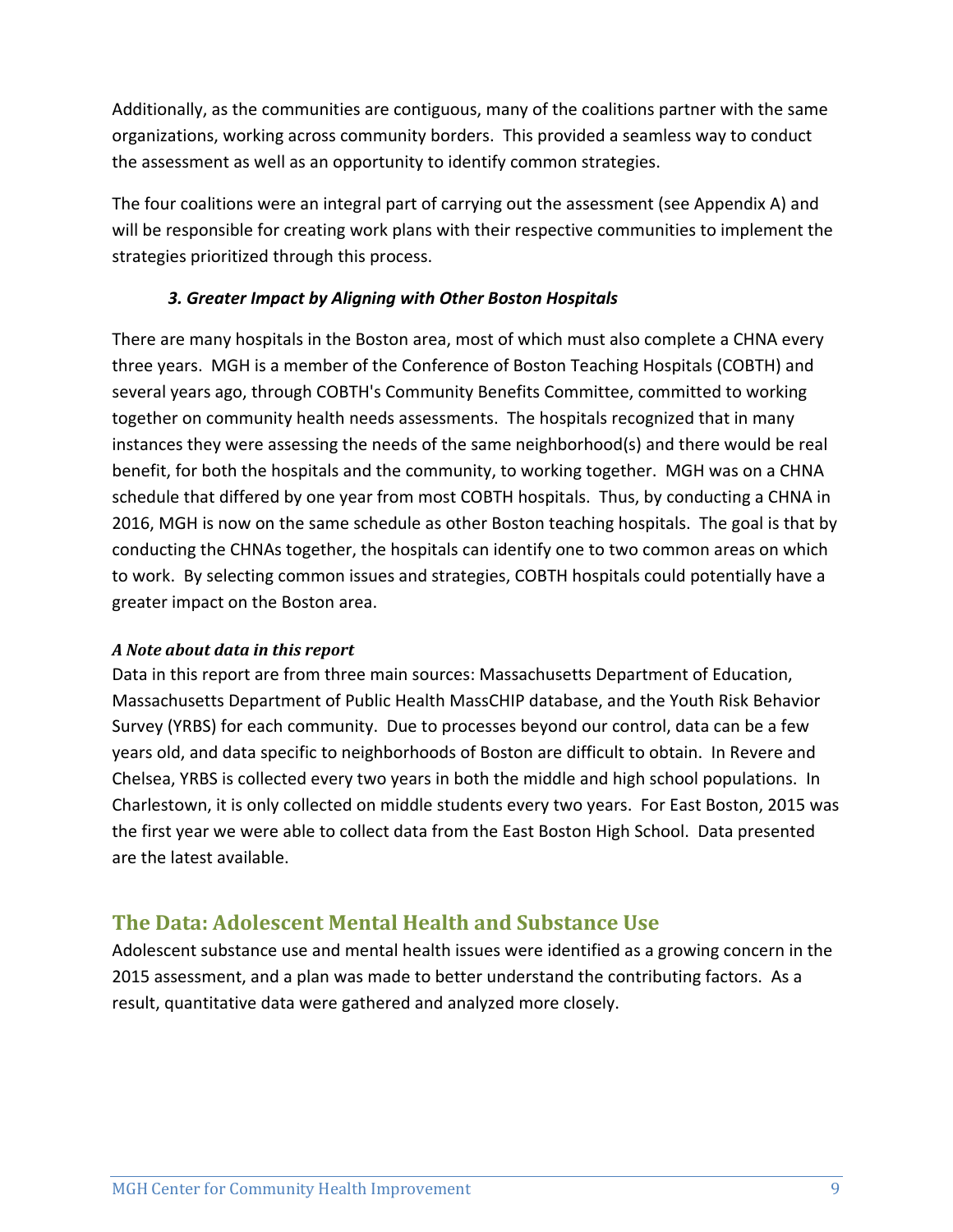Additionally, as the communities are contiguous, many of the coalitions partner with the same organizations, working across community borders. This provided a seamless way to conduct the assessment as well as an opportunity to identify common strategies.

The four coalitions were an integral part of carrying out the assessment (see Appendix A) and will be responsible for creating work plans with their respective communities to implement the strategies prioritized through this process.

### *3. Greater Impact by Aligning with Other Boston Hospitals*

There are many hospitals in the Boston area, most of which must also complete a CHNA every three years. MGH is a member of the Conference of Boston Teaching Hospitals (COBTH) and several years ago, through COBTH's Community Benefits Committee, committed to working together on community health needs assessments. The hospitals recognized that in many instances they were assessing the needs of the same neighborhood(s) and there would be real benefit, for both the hospitals and the community, to working together. MGH was on a CHNA schedule that differed by one year from most COBTH hospitals. Thus, by conducting a CHNA in 2016, MGH is now on the same schedule as other Boston teaching hospitals. The goal is that by conducting the CHNAs together, the hospitals can identify one to two common areas on which to work. By selecting common issues and strategies, COBTH hospitals could potentially have a greater impact on the Boston area.

***A Note about data in this report***

Data in this report are from three main sources: Massachusetts Department of Education, Massachusetts Department of Public Health MassCHIP database, and the Youth Risk Behavior Survey (YRBS) for each community. Due to processes beyond our control, data can be a few years old, and data specific to neighborhoods of Boston are difficult to obtain. In Revere and Chelsea, YRBS is collected every two years in both the middle and high school populations. In Charlestown, it is only collected on middle students every two years. For East Boston, 2015 was the first year we were able to collect data from the East Boston High School. Data presented are the latest available.

## The Data: Adolescent Mental Health and Substance Use

Adolescent substance use and mental health issues were identified as a growing concern in the 2015 assessment, and a plan was made to better understand the contributing factors. As a result, quantitative data were gathered and analyzed more closely.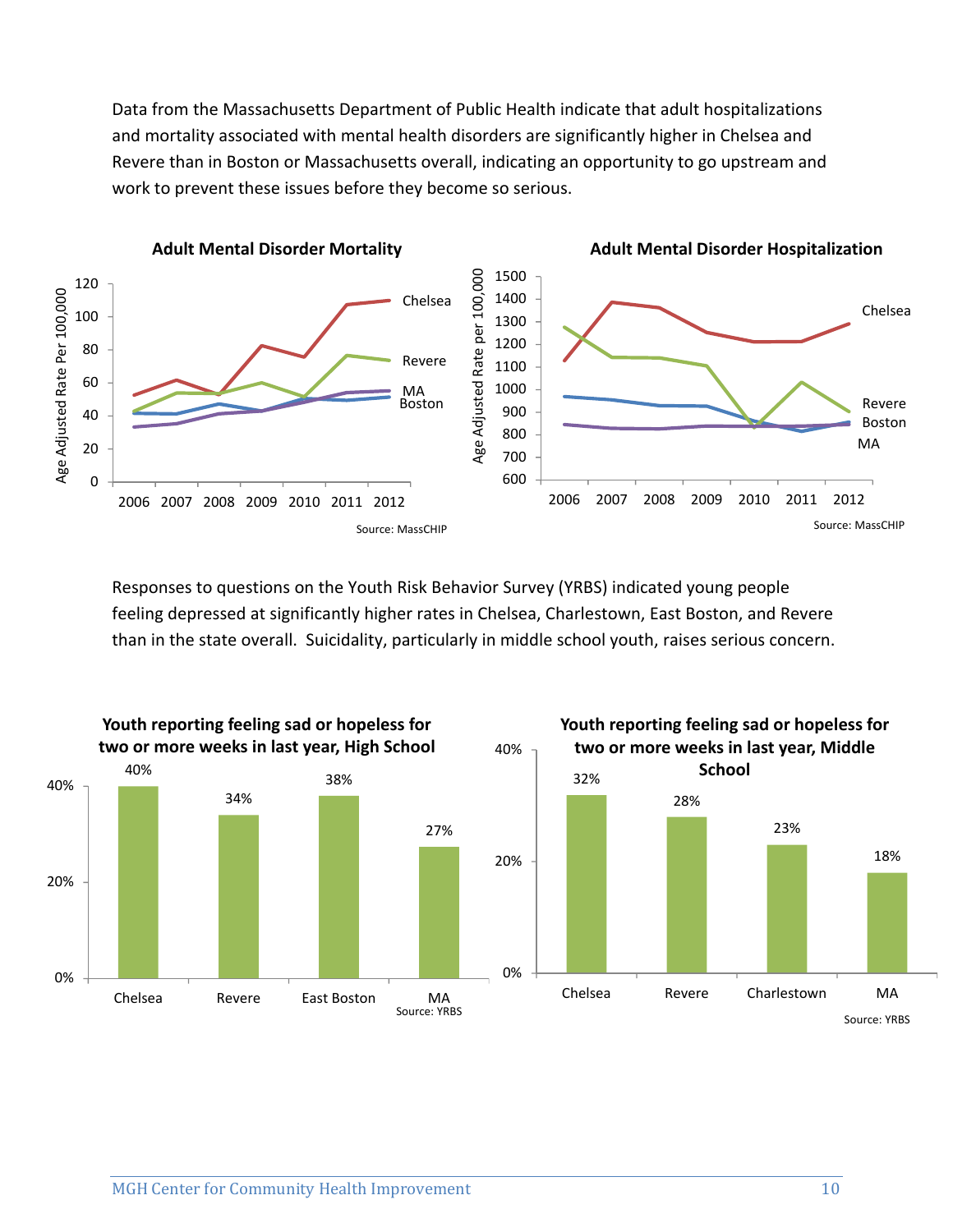Data from the Massachusetts Department of Public Health indicate that adult hospitalizations and mortality associated with mental health disorders are significantly higher in Chelsea and Revere than in Boston or Massachusetts overall, indicating an opportunity to go upstream and work to prevent these issues before they become so serious.

**Adult Mental Disorder Mortality**

Source: MassCHIP

**Adult Mental Disorder Hospitalization**

Source: MassCHIP

Responses to questions on the Youth Risk Behavior Survey (YRBS) indicated young people feeling depressed at significantly higher rates in Chelsea, Charlestown, East Boston, and Revere than in the state overall. Suicidality, particularly in middle school youth, raises serious concern.

**Youth reporting feeling sad or hopeless for two or more weeks in last year, High School**

| Chelsea | Revere | East Boston | MA |
|---|---|---|---|
| 40% | 34% | 38% | 27% |

Source: YRBS

**Youth reporting feeling sad or hopeless for two or more weeks in last year, Middle School**

| Chelsea | Revere | Charlestown | MA |
|---|---|---|---|
| 32% | 28% | 23% | 18% |

Source: YRBS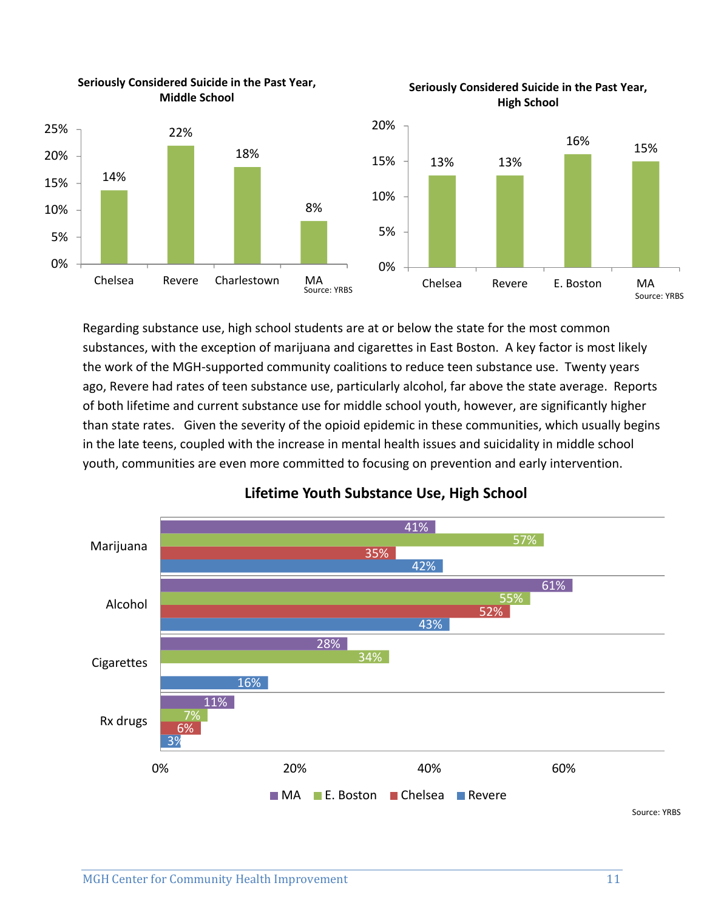**Seriously Considered Suicide in the Past Year, Middle School**

| Location | Percent |
|---|---|
| Chelsea | 14% |
| Revere | 22% |
| Charlestown | 18% |
| MA | 8% |

Source: YRBS

**Seriously Considered Suicide in the Past Year, High School**

| Location | Percent |
|---|---|
| Chelsea | 13% |
| Revere | 13% |
| E. Boston | 16% |
| MA | 15% |

Source: YRBS

Regarding substance use, high school students are at or below the state for the most common substances, with the exception of marijuana and cigarettes in East Boston. A key factor is most likely the work of the MGH-supported community coalitions to reduce teen substance use. Twenty years ago, Revere had rates of teen substance use, particularly alcohol, far above the state average. Reports of both lifetime and current substance use for middle school youth, however, are significantly higher than state rates. Given the severity of the opioid epidemic in these communities, which usually begins in the late teens, coupled with the increase in mental health issues and suicidality in middle school youth, communities are even more committed to focusing on prevention and early intervention.

**Lifetime Youth Substance Use, High School**

| Substance | MA | E. Boston | Chelsea | Revere |
|---|---|---|---|---|
| Marijuana | 41% | 57% | 35% | 42% |
| Alcohol | 61% | 55% | 52% | 43% |
| Cigarettes | 28% | 34% | | 16% |
| Rx drugs | 11% | 7% | 6% | 3% |

Source: YRBS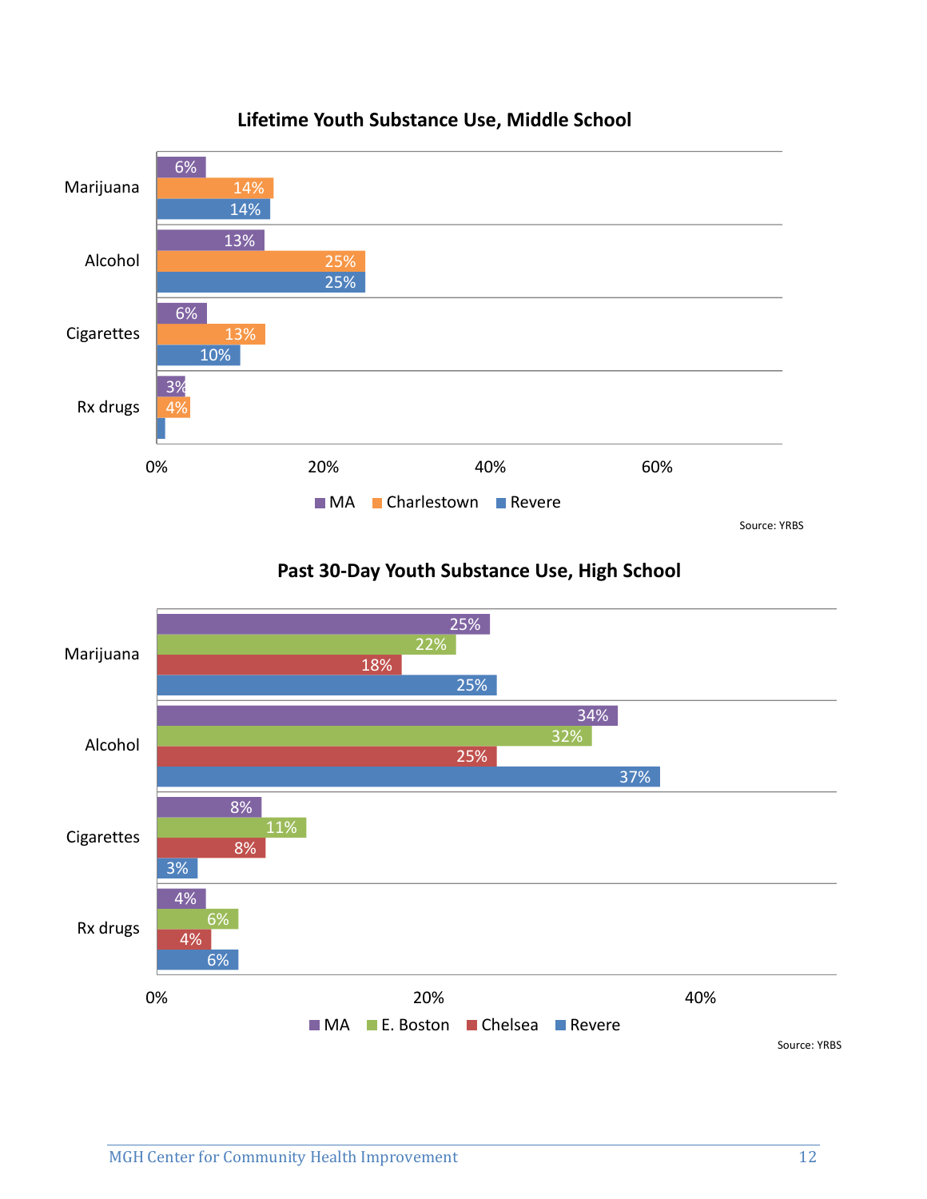### Lifetime Youth Substance Use, Middle School

| | MA | Charlestown | Revere |
|---|---|---|---|
| Marijuana | 6% | 14% | 14% |
| Alcohol | 13% | 25% | 25% |
| Cigarettes | 6% | 13% | 10% |
| Rx drugs | 3% | 4% | |

Source: YRBS

### Past 30-Day Youth Substance Use, High School

| | MA | E. Boston | Chelsea | Revere |
|---|---|---|---|---|
| Marijuana | 25% | 22% | 18% | 25% |
| Alcohol | 34% | 32% | 25% | 37% |
| Cigarettes | 8% | 11% | 8% | 3% |
| Rx drugs | 4% | 6% | 4% | 6% |

Source: YRBS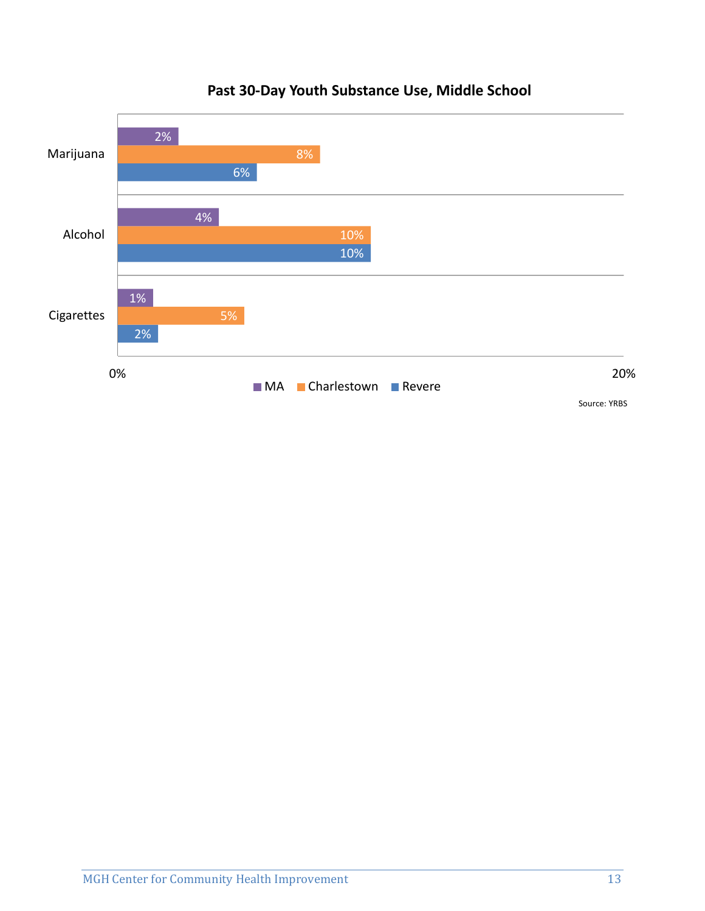**Past 30-Day Youth Substance Use, Middle School**

| | MA | Charlestown | Revere |
|---|---|---|---|
| Marijuana | 2% | 8% | 6% |
| Alcohol | 4% | 10% | 10% |
| Cigarettes | 1% | 5% | 2% |

Source: YRBS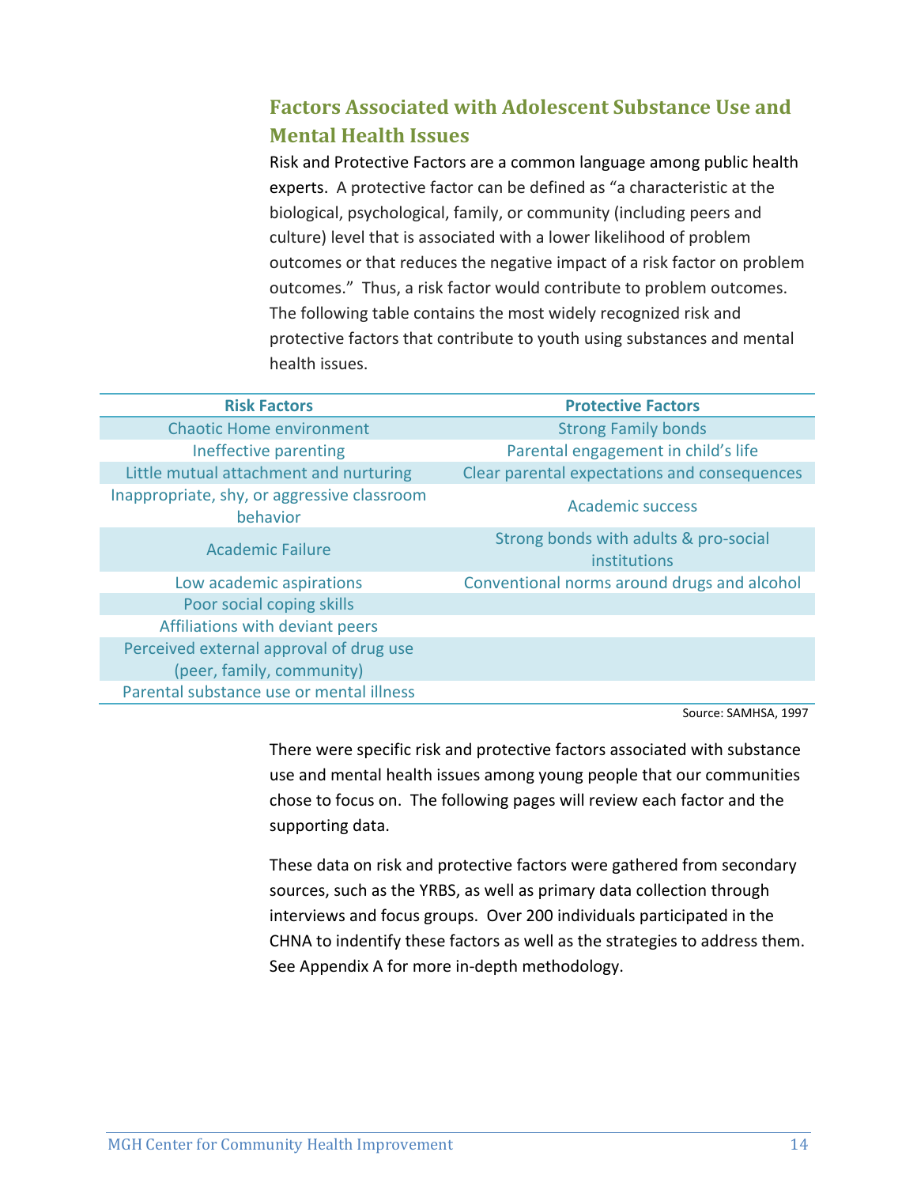## Factors Associated with Adolescent Substance Use and Mental Health Issues

Risk and Protective Factors are a common language among public health experts. A protective factor can be defined as "a characteristic at the biological, psychological, family, or community (including peers and culture) level that is associated with a lower likelihood of problem outcomes or that reduces the negative impact of a risk factor on problem outcomes." Thus, a risk factor would contribute to problem outcomes. The following table contains the most widely recognized risk and protective factors that contribute to youth using substances and mental health issues.

| Risk Factors | Protective Factors |
|---|---|
| Chaotic Home environment | Strong Family bonds |
| Ineffective parenting | Parental engagement in child's life |
| Little mutual attachment and nurturing | Clear parental expectations and consequences |
| Inappropriate, shy, or aggressive classroom behavior | Academic success |
| Academic Failure | Strong bonds with adults & pro-social institutions |
| Low academic aspirations | Conventional norms around drugs and alcohol |
| Poor social coping skills | |
| Affiliations with deviant peers | |
| Perceived external approval of drug use (peer, family, community) | |
| Parental substance use or mental illness | |

Source: SAMHSA, 1997

There were specific risk and protective factors associated with substance use and mental health issues among young people that our communities chose to focus on. The following pages will review each factor and the supporting data.

These data on risk and protective factors were gathered from secondary sources, such as the YRBS, as well as primary data collection through interviews and focus groups. Over 200 individuals participated in the CHNA to indentify these factors as well as the strategies to address them. See Appendix A for more in-depth methodology.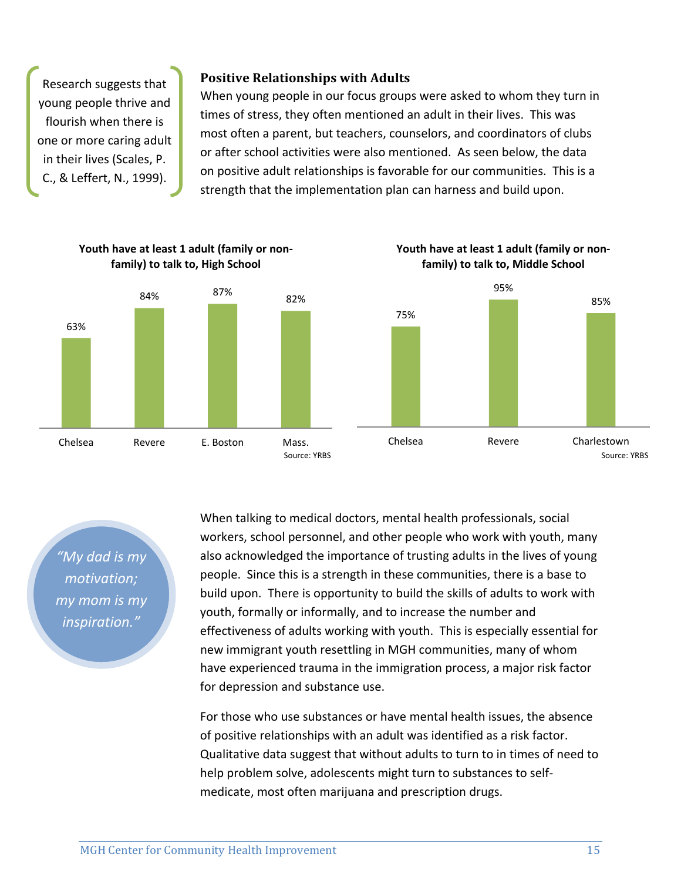Research suggests that young people thrive and flourish when there is one or more caring adult in their lives (Scales, P. C., & Leffert, N., 1999).

### Positive Relationships with Adults

When young people in our focus groups were asked to whom they turn in times of stress, they often mentioned an adult in their lives. This was most often a parent, but teachers, counselors, and coordinators of clubs or after school activities were also mentioned. As seen below, the data on positive adult relationships is favorable for our communities. This is a strength that the implementation plan can harness and build upon.

**Youth have at least 1 adult (family or non-family) to talk to, High School**

| Chelsea | Revere | E. Boston | Mass. |
|---|---|---|---|
| 63% | 84% | 87% | 82% |

Source: YRBS

**Youth have at least 1 adult (family or non-family) to talk to, Middle School**

| Chelsea | Revere | Charlestown |
|---|---|---|
| 75% | 95% | 85% |

Source: YRBS

*"My dad is my motivation; my mom is my inspiration."*

When talking to medical doctors, mental health professionals, social workers, school personnel, and other people who work with youth, many also acknowledged the importance of trusting adults in the lives of young people. Since this is a strength in these communities, there is a base to build upon. There is opportunity to build the skills of adults to work with youth, formally or informally, and to increase the number and effectiveness of adults working with youth. This is especially essential for new immigrant youth resettling in MGH communities, many of whom have experienced trauma in the immigration process, a major risk factor for depression and substance use.

For those who use substances or have mental health issues, the absence of positive relationships with an adult was identified as a risk factor. Qualitative data suggest that without adults to turn to in times of need to help problem solve, adolescents might turn to substances to self-medicate, most often marijuana and prescription drugs.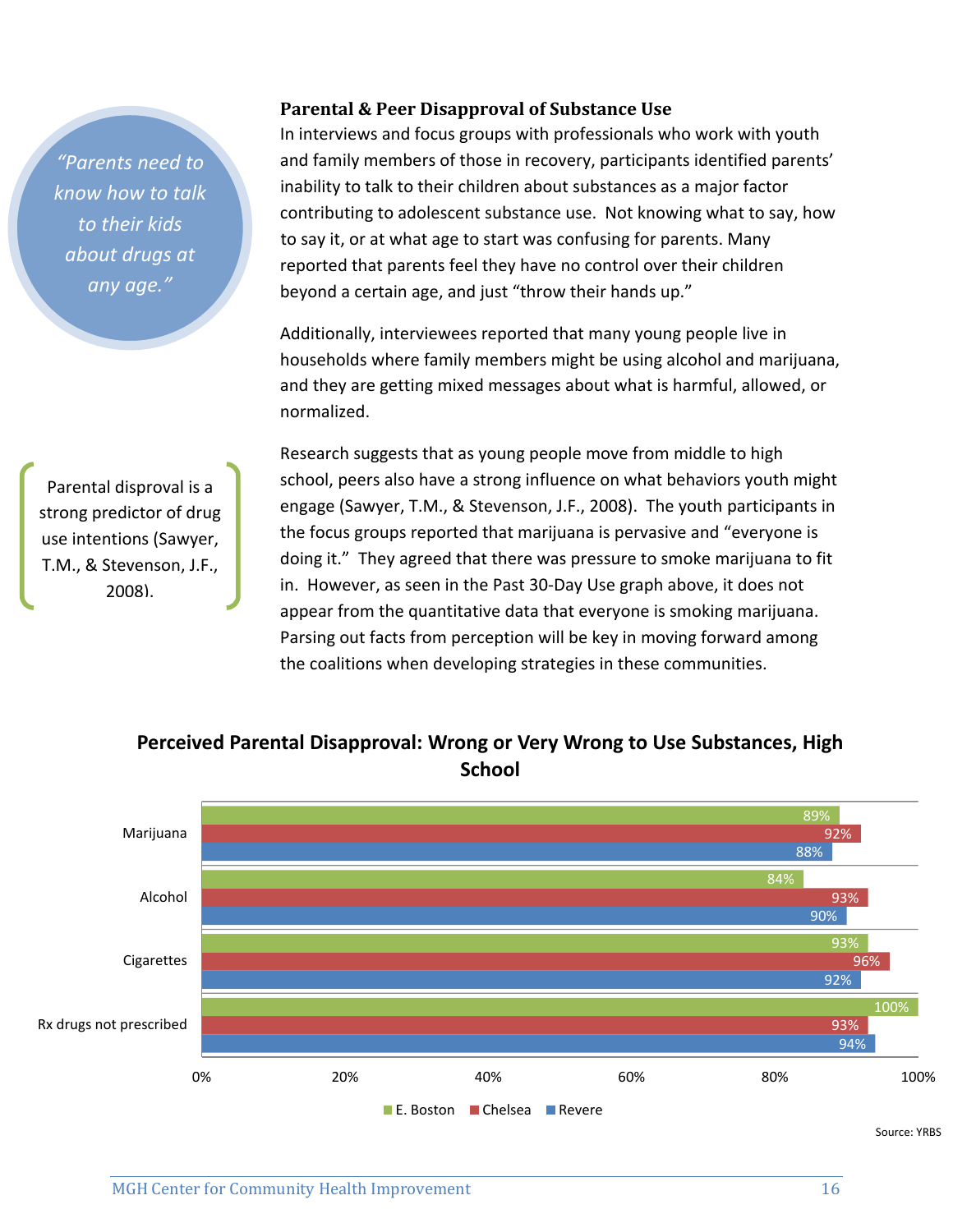> *"Parents need to know how to talk to their kids about drugs at any age."*

### Parental & Peer Disapproval of Substance Use

In interviews and focus groups with professionals who work with youth and family members of those in recovery, participants identified parents' inability to talk to their children about substances as a major factor contributing to adolescent substance use. Not knowing what to say, how to say it, or at what age to start was confusing for parents. Many reported that parents feel they have no control over their children beyond a certain age, and just "throw their hands up."

Additionally, interviewees reported that many young people live in households where family members might be using alcohol and marijuana, and they are getting mixed messages about what is harmful, allowed, or normalized.

> Parental disproval is a strong predictor of drug use intentions (Sawyer, T.M., & Stevenson, J.F., 2008).

Research suggests that as young people move from middle to high school, peers also have a strong influence on what behaviors youth might engage (Sawyer, T.M., & Stevenson, J.F., 2008). The youth participants in the focus groups reported that marijuana is pervasive and "everyone is doing it." They agreed that there was pressure to smoke marijuana to fit in. However, as seen in the Past 30-Day Use graph above, it does not appear from the quantitative data that everyone is smoking marijuana. Parsing out facts from perception will be key in moving forward among the coalitions when developing strategies in these communities.

**Perceived Parental Disapproval: Wrong or Very Wrong to Use Substances, High School**

| | E. Boston | Chelsea | Revere |
|---|---|---|---|
| Marijuana | 89% | 92% | 88% |
| Alcohol | 84% | 93% | 90% |
| Cigarettes | 93% | 96% | 92% |
| Rx drugs not prescribed | 100% | 93% | 94% |

Source: YRBS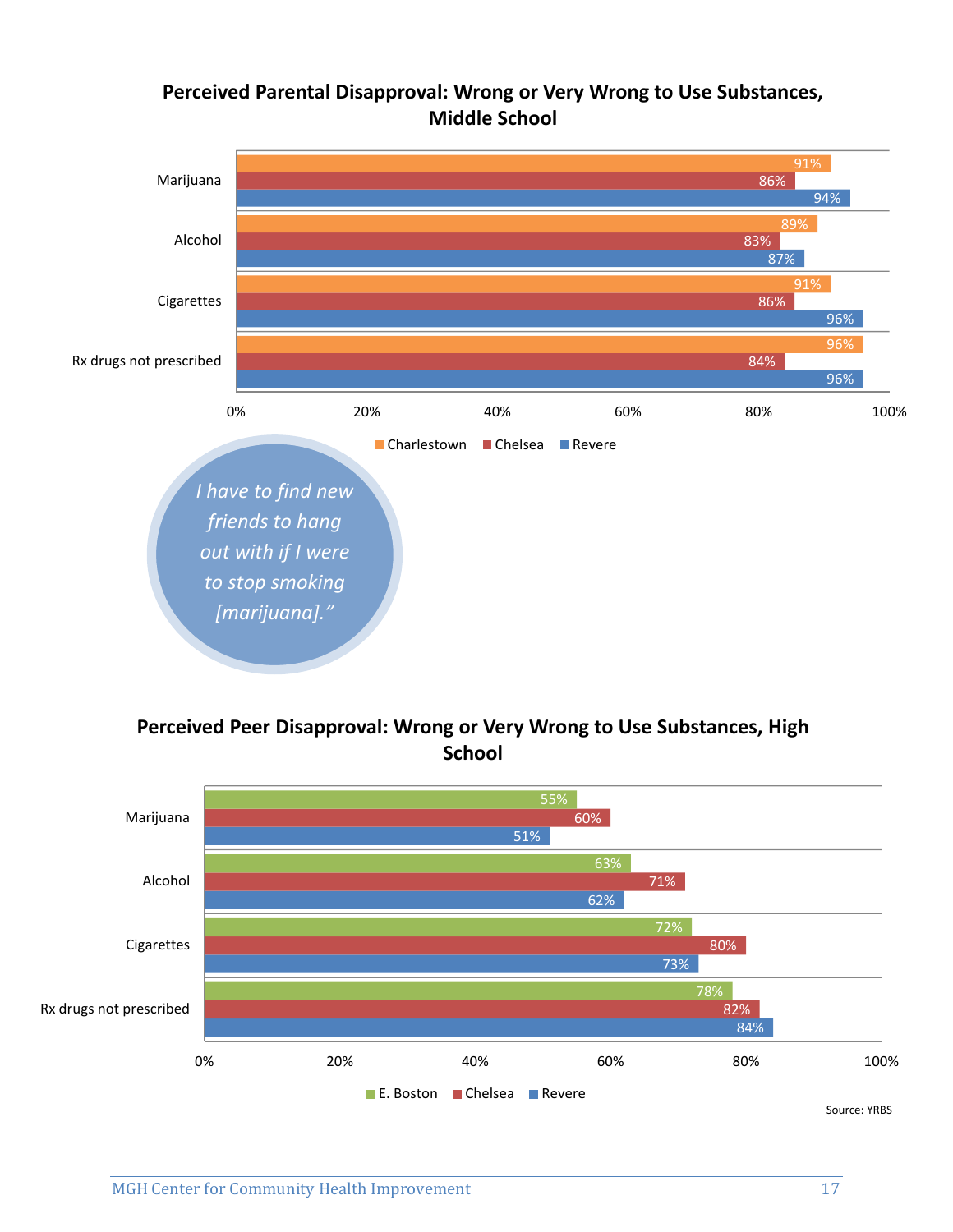## Perceived Parental Disapproval: Wrong or Very Wrong to Use Substances, Middle School

| | Charlestown | Chelsea | Revere |
|---|---|---|---|
| Marijuana | 91% | 86% | 94% |
| Alcohol | 89% | 83% | 87% |
| Cigarettes | 91% | 86% | 96% |
| Rx drugs not prescribed | 96% | 84% | 96% |

*I have to find new friends to hang out with if I were to stop smoking [marijuana]."*

## Perceived Peer Disapproval: Wrong or Very Wrong to Use Substances, High School

| | E. Boston | Chelsea | Revere |
|---|---|---|---|
| Marijuana | 55% | 60% | 51% |
| Alcohol | 63% | 71% | 62% |
| Cigarettes | 72% | 80% | 73% |
| Rx drugs not prescribed | 78% | 82% | 84% |

Source: YRBS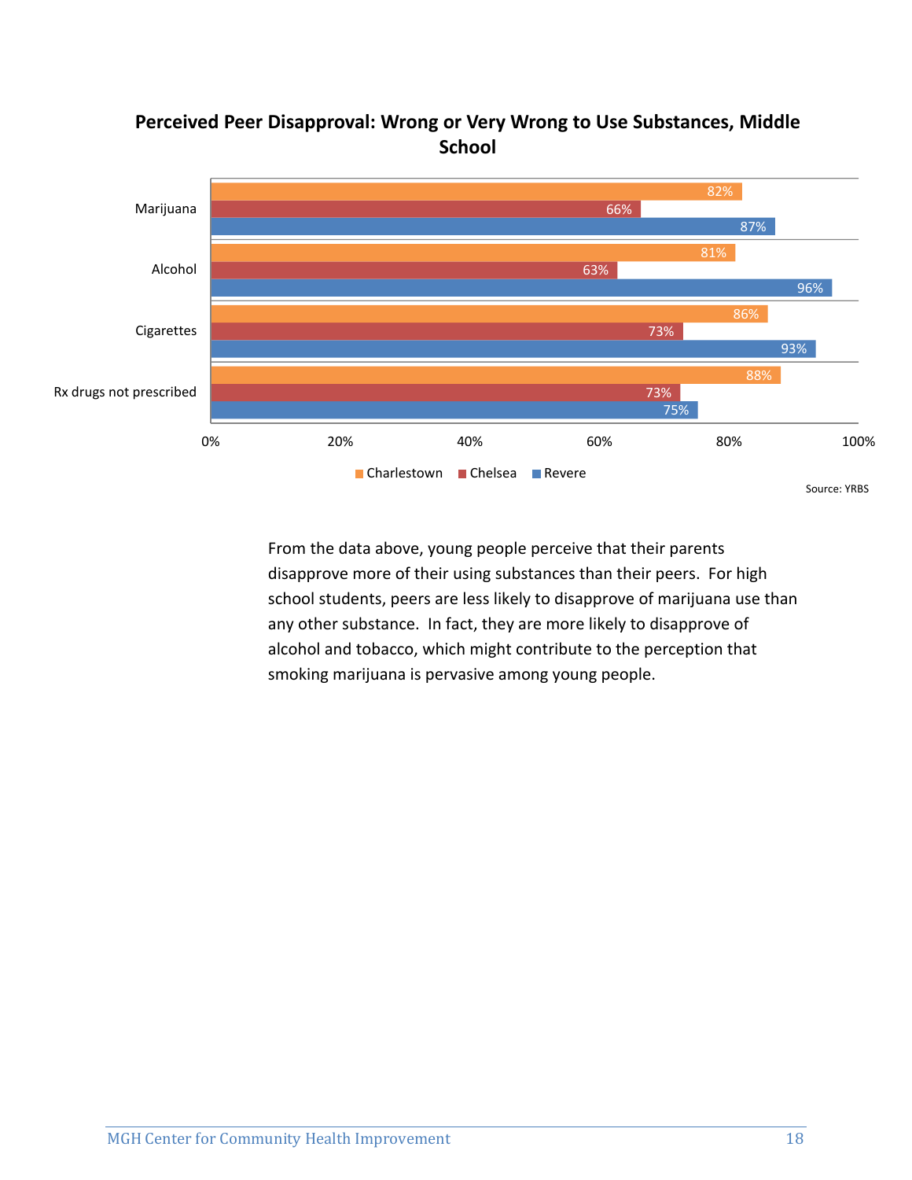**Perceived Peer Disapproval: Wrong or Very Wrong to Use Substances, Middle School**

| | Charlestown | Chelsea | Revere |
|---|---|---|---|
| Marijuana | 82% | 66% | 87% |
| Alcohol | 81% | 63% | 96% |
| Cigarettes | 86% | 73% | 93% |
| Rx drugs not prescribed | 88% | 73% | 75% |

Source: YRBS

From the data above, young people perceive that their parents disapprove more of their using substances than their peers. For high school students, peers are less likely to disapprove of marijuana use than any other substance. In fact, they are more likely to disapprove of alcohol and tobacco, which might contribute to the perception that smoking marijuana is pervasive among young people.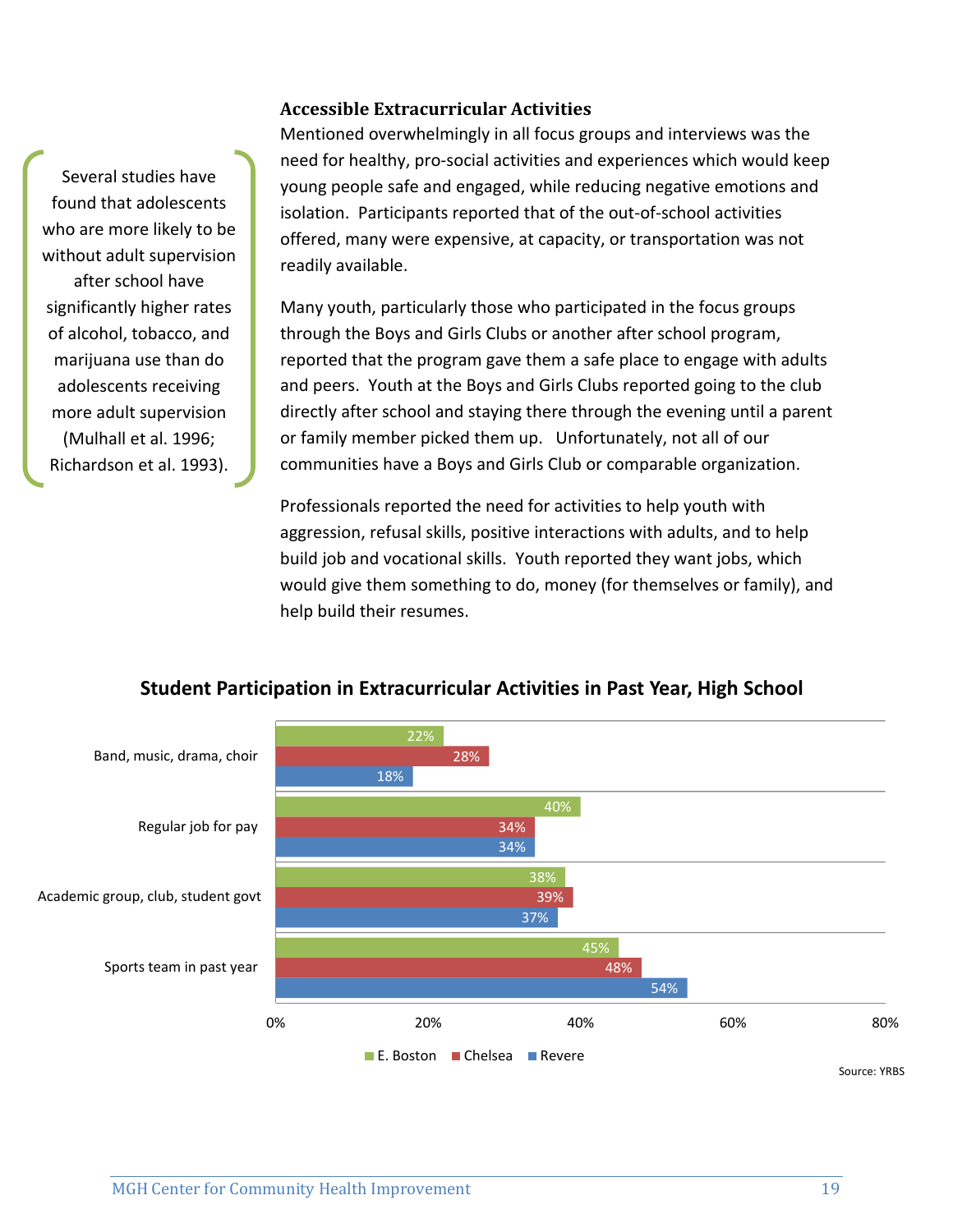> Several studies have found that adolescents who are more likely to be without adult supervision after school have significantly higher rates of alcohol, tobacco, and marijuana use than do adolescents receiving more adult supervision (Mulhall et al. 1996; Richardson et al. 1993).

### Accessible Extracurricular Activities

Mentioned overwhelmingly in all focus groups and interviews was the need for healthy, pro-social activities and experiences which would keep young people safe and engaged, while reducing negative emotions and isolation. Participants reported that of the out-of-school activities offered, many were expensive, at capacity, or transportation was not readily available.

Many youth, particularly those who participated in the focus groups through the Boys and Girls Clubs or another after school program, reported that the program gave them a safe place to engage with adults and peers. Youth at the Boys and Girls Clubs reported going to the club directly after school and staying there through the evening until a parent or family member picked them up. Unfortunately, not all of our communities have a Boys and Girls Club or comparable organization.

Professionals reported the need for activities to help youth with aggression, refusal skills, positive interactions with adults, and to help build job and vocational skills. Youth reported they want jobs, which would give them something to do, money (for themselves or family), and help build their resumes.

**Student Participation in Extracurricular Activities in Past Year, High School**

| Activity | E. Boston | Chelsea | Revere |
|---|---|---|---|
| Band, music, drama, choir | 22% | 28% | 18% |
| Regular job for pay | 40% | 34% | 34% |
| Academic group, club, student govt | 38% | 39% | 37% |
| Sports team in past year | 45% | 48% | 54% |

Source: YRBS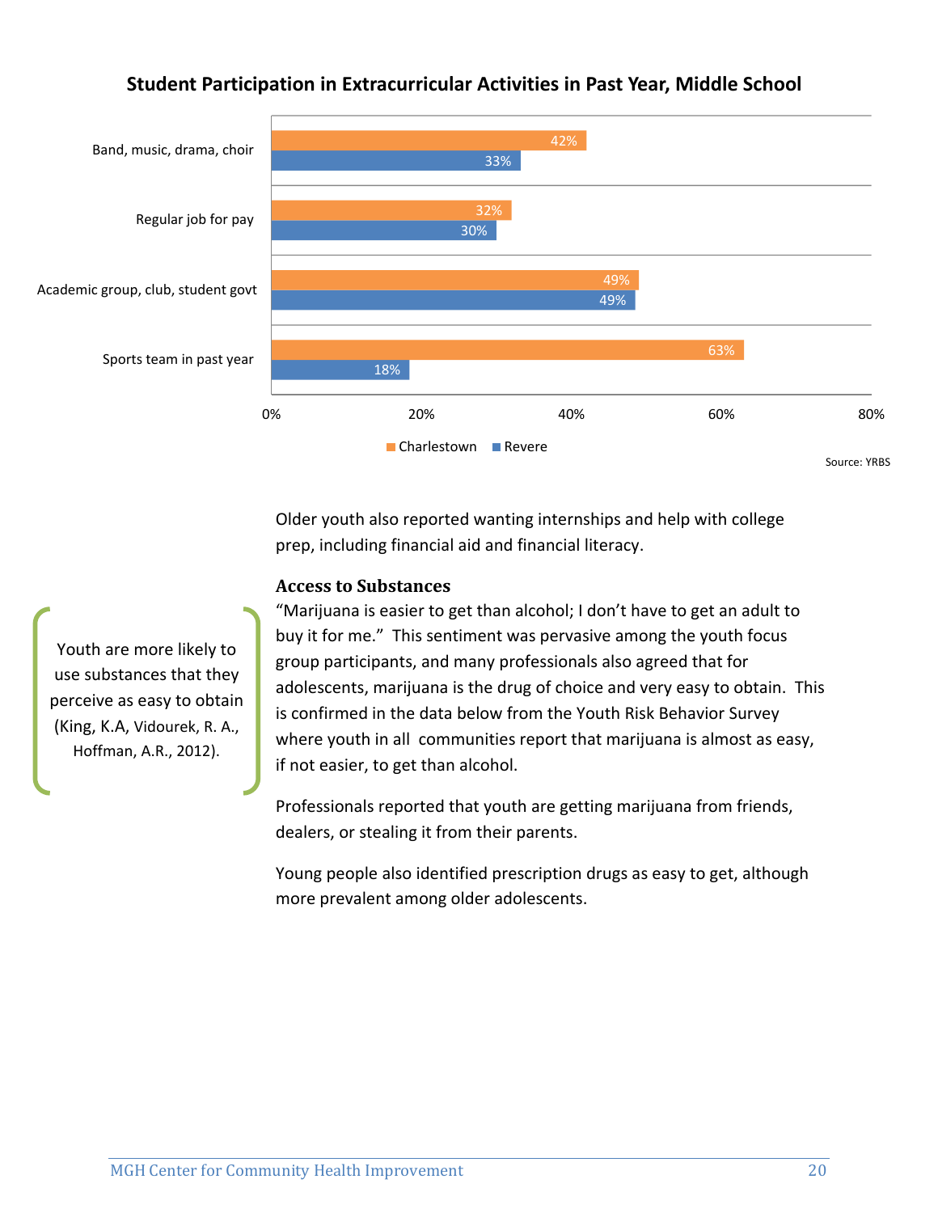## Student Participation in Extracurricular Activities in Past Year, Middle School

| Activity | Charlestown | Revere |
|---|---|---|
| Band, music, drama, choir | 42% | 33% |
| Regular job for pay | 32% | 30% |
| Academic group, club, student govt | 49% | 49% |
| Sports team in past year | 63% | 18% |

Source: YRBS

Older youth also reported wanting internships and help with college prep, including financial aid and financial literacy.

> Youth are more likely to use substances that they perceive as easy to obtain (King, K.A, Vidourek, R. A., Hoffman, A.R., 2012).

### Access to Substances

"Marijuana is easier to get than alcohol; I don't have to get an adult to buy it for me." This sentiment was pervasive among the youth focus group participants, and many professionals also agreed that for adolescents, marijuana is the drug of choice and very easy to obtain. This is confirmed in the data below from the Youth Risk Behavior Survey where youth in all communities report that marijuana is almost as easy, if not easier, to get than alcohol.

Professionals reported that youth are getting marijuana from friends, dealers, or stealing it from their parents.

Young people also identified prescription drugs as easy to get, although more prevalent among older adolescents.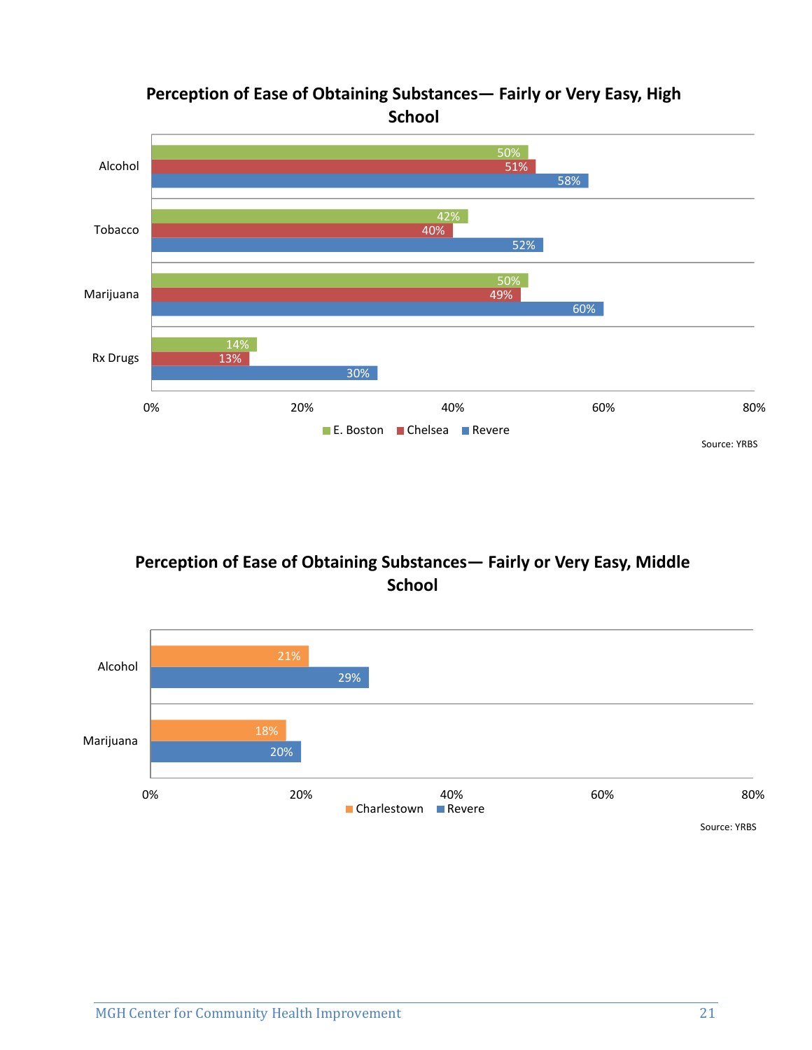**Perception of Ease of Obtaining Substances— Fairly or Very Easy, High School**

| | E. Boston | Chelsea | Revere |
|---|---|---|---|
| Alcohol | 50% | 51% | 58% |
| Tobacco | 42% | 40% | 52% |
| Marijuana | 50% | 49% | 60% |
| Rx Drugs | 14% | 13% | 30% |

Source: YRBS

**Perception of Ease of Obtaining Substances— Fairly or Very Easy, Middle School**

| | Charlestown | Revere |
|---|---|---|
| Alcohol | 21% | 29% |
| Marijuana | 18% | 20% |

Source: YRBS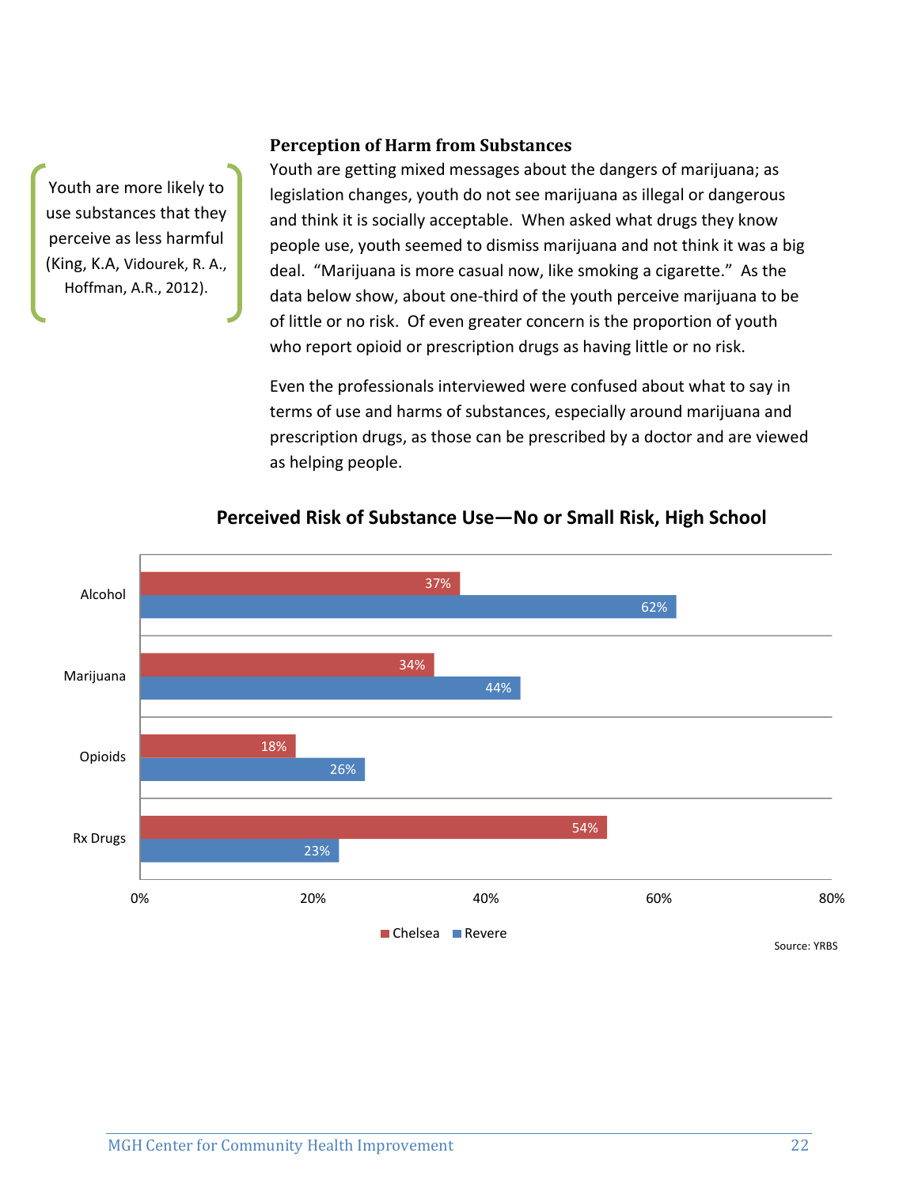> Youth are more likely to use substances that they perceive as less harmful (King, K.A, Vidourek, R. A., Hoffman, A.R., 2012).

### Perception of Harm from Substances

Youth are getting mixed messages about the dangers of marijuana; as legislation changes, youth do not see marijuana as illegal or dangerous and think it is socially acceptable. When asked what drugs they know people use, youth seemed to dismiss marijuana and not think it was a big deal. "Marijuana is more casual now, like smoking a cigarette." As the data below show, about one-third of the youth perceive marijuana to be of little or no risk. Of even greater concern is the proportion of youth who report opioid or prescription drugs as having little or no risk.

Even the professionals interviewed were confused about what to say in terms of use and harms of substances, especially around marijuana and prescription drugs, as those can be prescribed by a doctor and are viewed as helping people.

**Perceived Risk of Substance Use—No or Small Risk, High School**

| | Chelsea | Revere |
|---|---|---|
| Alcohol | 37% | 62% |
| Marijuana | 34% | 44% |
| Opioids | 18% | 26% |
| Rx Drugs | 54% | 23% |

Source: YRBS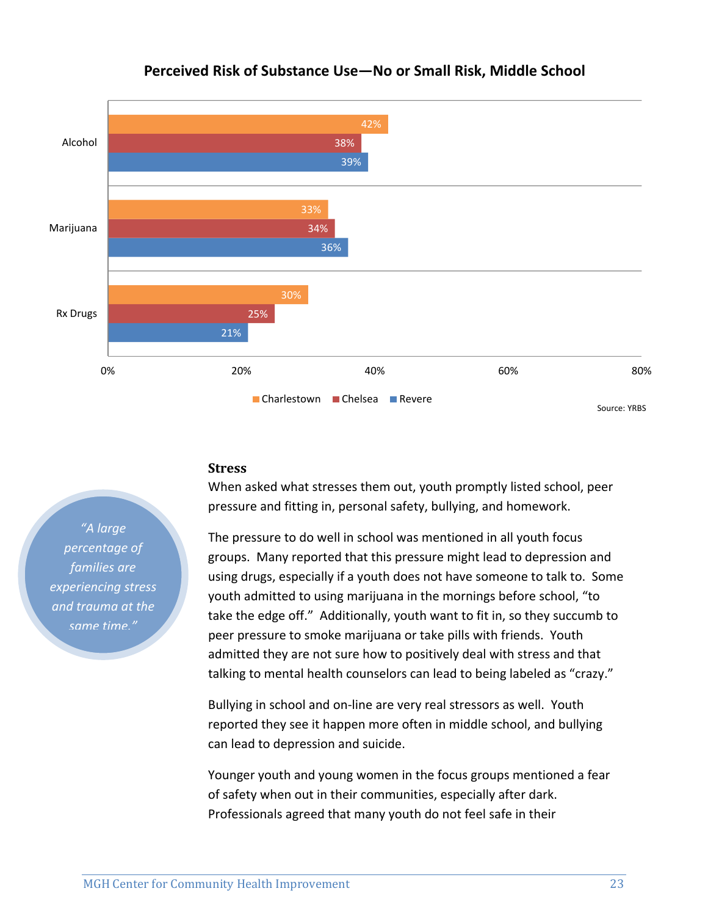**Perceived Risk of Substance Use—No or Small Risk, Middle School**

| | Charlestown | Chelsea | Revere |
|---|---|---|---|
| Alcohol | 42% | 38% | 39% |
| Marijuana | 33% | 34% | 36% |
| Rx Drugs | 30% | 25% | 21% |

Source: YRBS

> *"A large percentage of families are experiencing stress and trauma at the same time."*

### Stress

When asked what stresses them out, youth promptly listed school, peer pressure and fitting in, personal safety, bullying, and homework.

The pressure to do well in school was mentioned in all youth focus groups. Many reported that this pressure might lead to depression and using drugs, especially if a youth does not have someone to talk to. Some youth admitted to using marijuana in the mornings before school, "to take the edge off." Additionally, youth want to fit in, so they succumb to peer pressure to smoke marijuana or take pills with friends. Youth admitted they are not sure how to positively deal with stress and that talking to mental health counselors can lead to being labeled as "crazy."

Bullying in school and on-line are very real stressors as well. Youth reported they see it happen more often in middle school, and bullying can lead to depression and suicide.

Younger youth and young women in the focus groups mentioned a fear of safety when out in their communities, especially after dark. Professionals agreed that many youth do not feel safe in their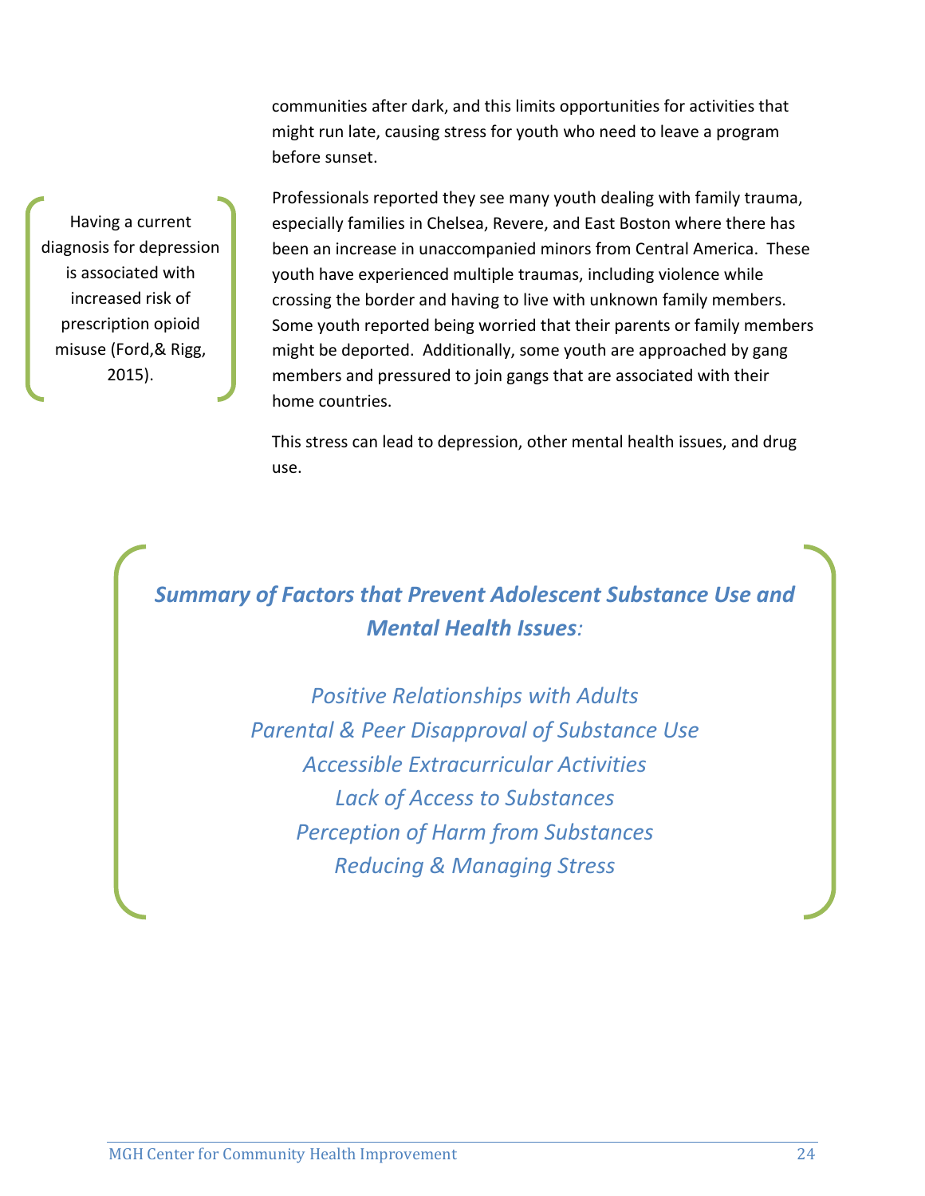communities after dark, and this limits opportunities for activities that might run late, causing stress for youth who need to leave a program before sunset.

> Having a current diagnosis for depression is associated with increased risk of prescription opioid misuse (Ford,& Rigg, 2015).

Professionals reported they see many youth dealing with family trauma, especially families in Chelsea, Revere, and East Boston where there has been an increase in unaccompanied minors from Central America. These youth have experienced multiple traumas, including violence while crossing the border and having to live with unknown family members. Some youth reported being worried that their parents or family members might be deported. Additionally, some youth are approached by gang members and pressured to join gangs that are associated with their home countries.

This stress can lead to depression, other mental health issues, and drug use.

***Summary of Factors that Prevent Adolescent Substance Use and Mental Health Issues****:*

*Positive Relationships with Adults*
*Parental & Peer Disapproval of Substance Use*
*Accessible Extracurricular Activities*
*Lack of Access to Substances*
*Perception of Harm from Substances*
*Reducing & Managing Stress*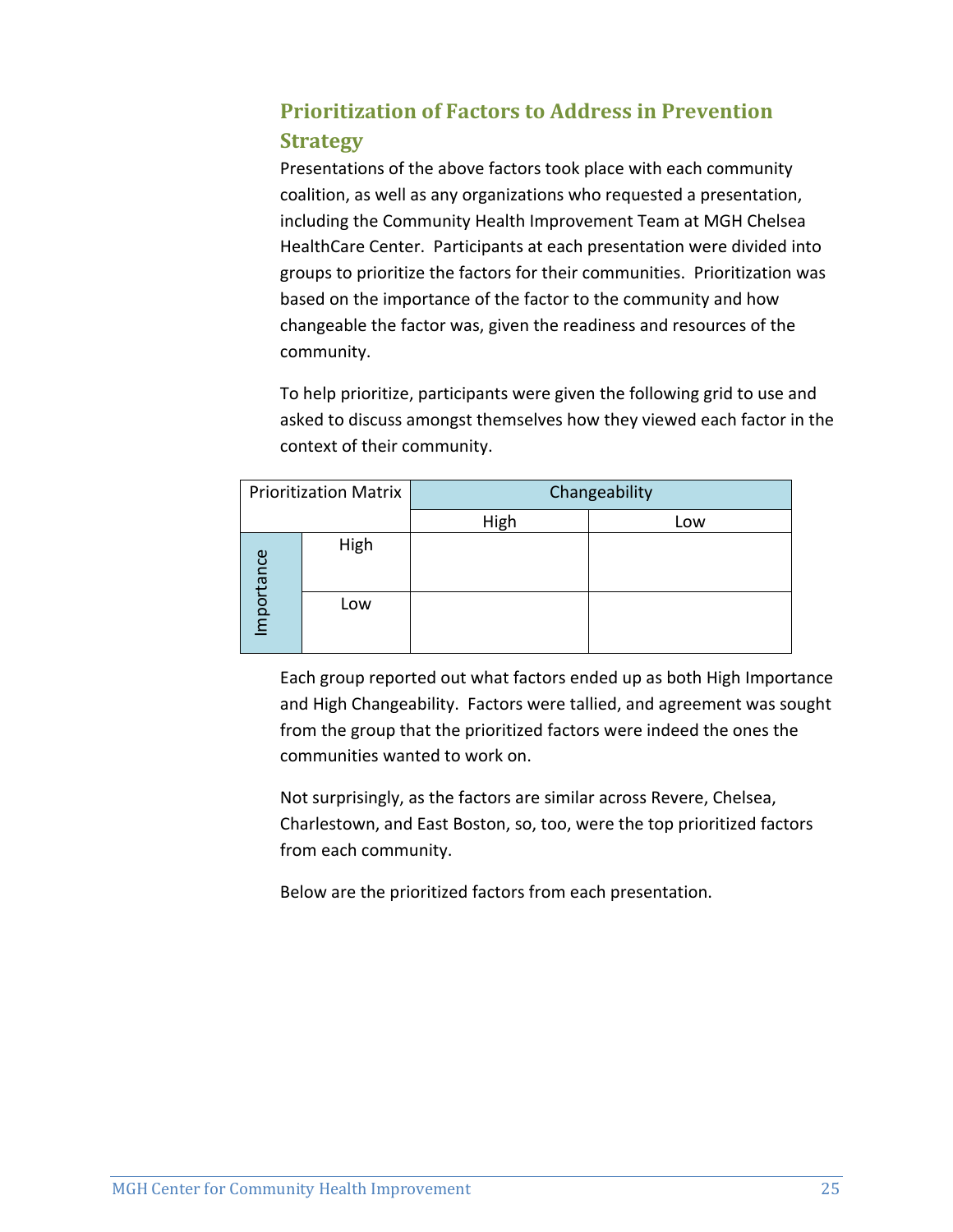## Prioritization of Factors to Address in Prevention Strategy

Presentations of the above factors took place with each community coalition, as well as any organizations who requested a presentation, including the Community Health Improvement Team at MGH Chelsea HealthCare Center. Participants at each presentation were divided into groups to prioritize the factors for their communities. Prioritization was based on the importance of the factor to the community and how changeable the factor was, given the readiness and resources of the community.

To help prioritize, participants were given the following grid to use and asked to discuss amongst themselves how they viewed each factor in the context of their community.

| Prioritization Matrix | | Changeability | |
|---|---|---|---|
| | | High | Low |
| Importance | High | | |
| | Low | | |

Each group reported out what factors ended up as both High Importance and High Changeability. Factors were tallied, and agreement was sought from the group that the prioritized factors were indeed the ones the communities wanted to work on.

Not surprisingly, as the factors are similar across Revere, Chelsea, Charlestown, and East Boston, so, too, were the top prioritized factors from each community.

Below are the prioritized factors from each presentation.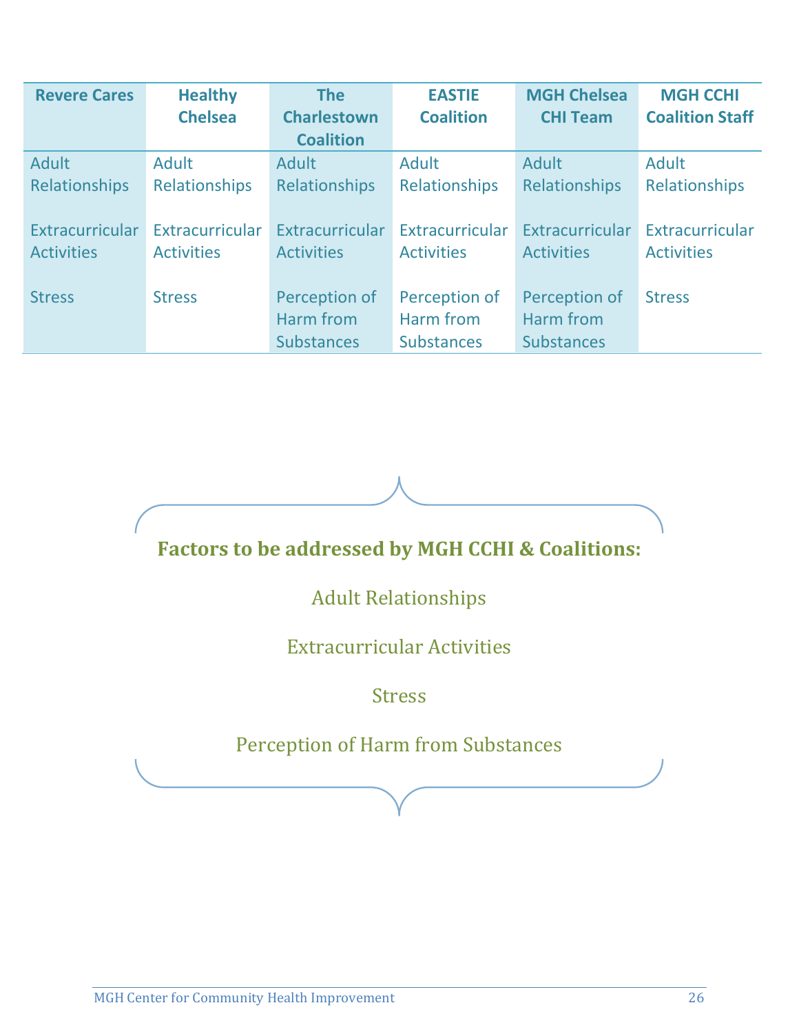| Revere Cares | Healthy Chelsea | The Charlestown Coalition | EASTIE Coalition | MGH Chelsea CHI Team | MGH CCHI Coalition Staff |
|---|---|---|---|---|---|
| Adult Relationships | Adult Relationships | Adult Relationships | Adult Relationships | Adult Relationships | Adult Relationships |
| Extracurricular Activities | Extracurricular Activities | Extracurricular Activities | Extracurricular Activities | Extracurricular Activities | Extracurricular Activities |
| Stress | Stress | Perception of Harm from Substances | Perception of Harm from Substances | Perception of Harm from Substances | Stress |

**Factors to be addressed by MGH CCHI & Coalitions:**

Adult Relationships

Extracurricular Activities

Stress

Perception of Harm from Substances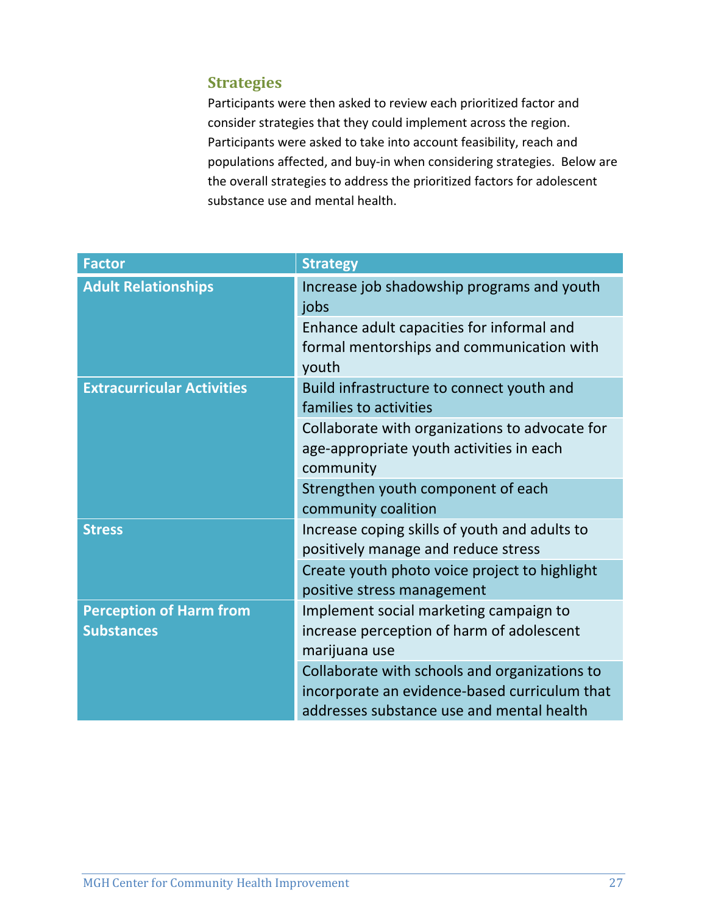## Strategies

Participants were then asked to review each prioritized factor and consider strategies that they could implement across the region. Participants were asked to take into account feasibility, reach and populations affected, and buy-in when considering strategies. Below are the overall strategies to address the prioritized factors for adolescent substance use and mental health.

| Factor | Strategy |
|---|---|
| **Adult Relationships** | Increase job shadowship programs and youth jobs |
| | Enhance adult capacities for informal and formal mentorships and communication with youth |
| **Extracurricular Activities** | Build infrastructure to connect youth and families to activities |
| | Collaborate with organizations to advocate for age-appropriate youth activities in each community |
| | Strengthen youth component of each community coalition |
| **Stress** | Increase coping skills of youth and adults to positively manage and reduce stress |
| | Create youth photo voice project to highlight positive stress management |
| **Perception of Harm from Substances** | Implement social marketing campaign to increase perception of harm of adolescent marijuana use |
| | Collaborate with schools and organizations to incorporate an evidence-based curriculum that addresses substance use and mental health |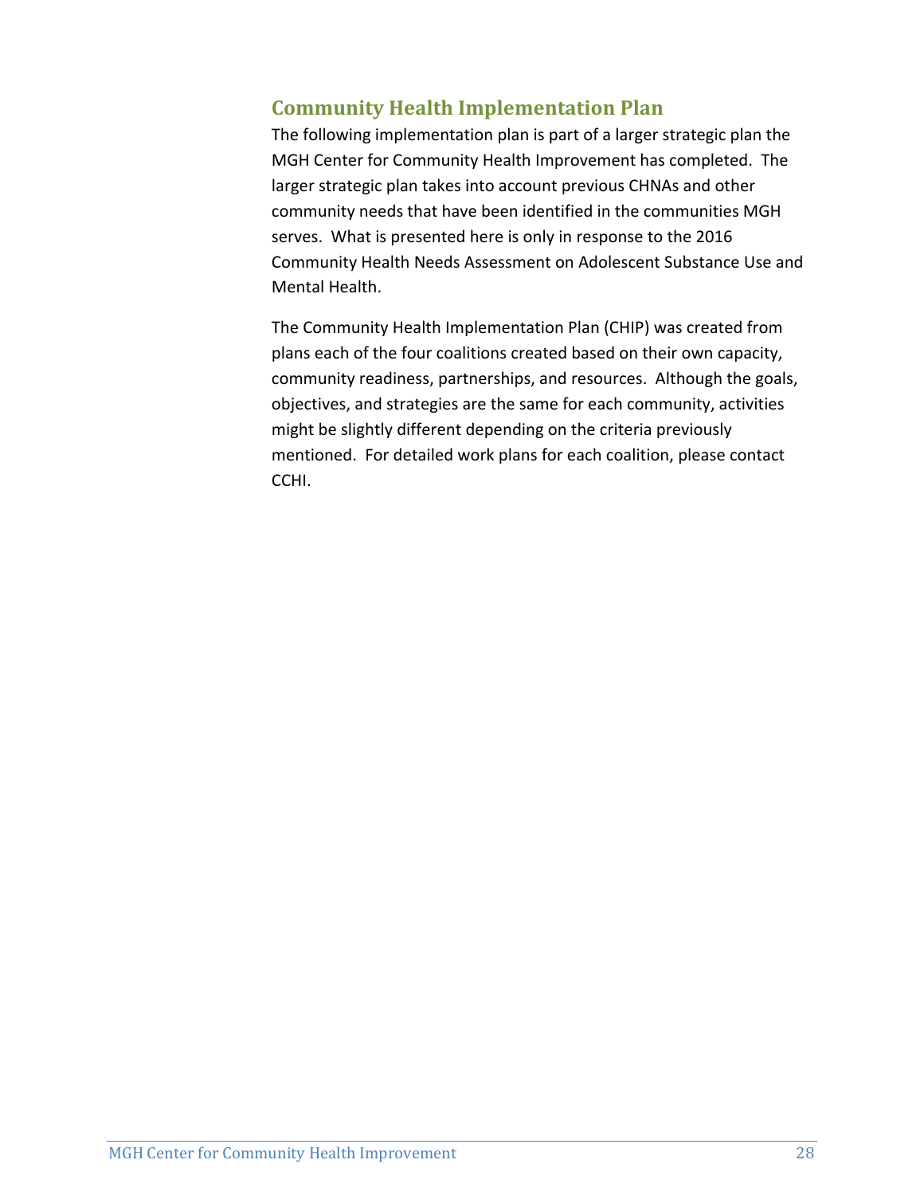## Community Health Implementation Plan

The following implementation plan is part of a larger strategic plan the MGH Center for Community Health Improvement has completed. The larger strategic plan takes into account previous CHNAs and other community needs that have been identified in the communities MGH serves. What is presented here is only in response to the 2016 Community Health Needs Assessment on Adolescent Substance Use and Mental Health.

The Community Health Implementation Plan (CHIP) was created from plans each of the four coalitions created based on their own capacity, community readiness, partnerships, and resources. Although the goals, objectives, and strategies are the same for each community, activities might be slightly different depending on the criteria previously mentioned. For detailed work plans for each coalition, please contact CCHI.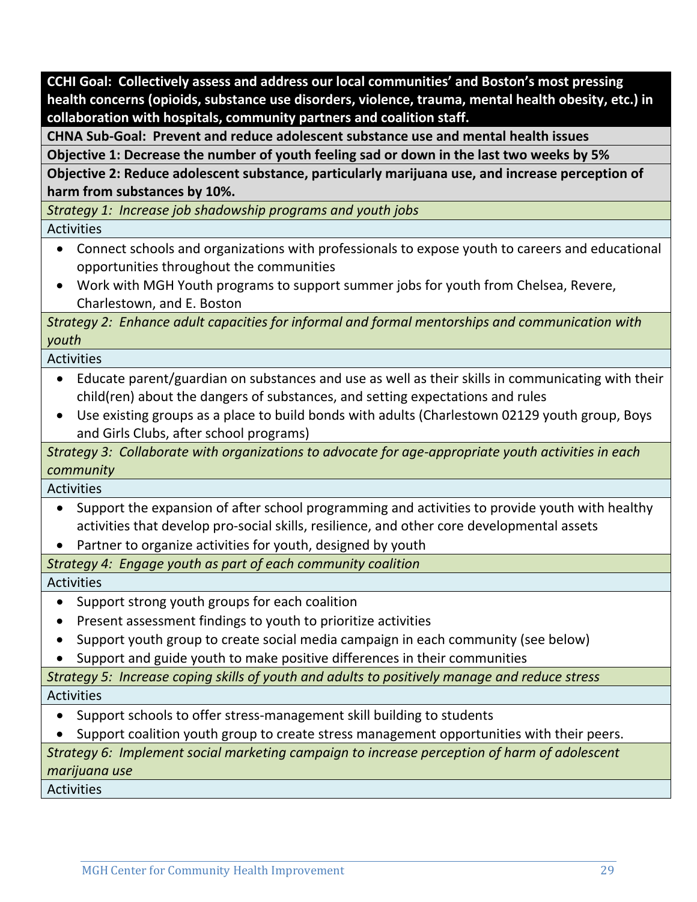**CCHI Goal: Collectively assess and address our local communities' and Boston's most pressing health concerns (opioids, substance use disorders, violence, trauma, mental health obesity, etc.) in collaboration with hospitals, community partners and coalition staff.**

**CHNA Sub-Goal: Prevent and reduce adolescent substance use and mental health issues**

**Objective 1: Decrease the number of youth feeling sad or down in the last two weeks by 5%**

**Objective 2: Reduce adolescent substance, particularly marijuana use, and increase perception of harm from substances by 10%.**

*Strategy 1: Increase job shadowship programs and youth jobs*

Activities

- Connect schools and organizations with professionals to expose youth to careers and educational opportunities throughout the communities
- Work with MGH Youth programs to support summer jobs for youth from Chelsea, Revere, Charlestown, and E. Boston

*Strategy 2: Enhance adult capacities for informal and formal mentorships and communication with youth*

Activities

- Educate parent/guardian on substances and use as well as their skills in communicating with their child(ren) about the dangers of substances, and setting expectations and rules
- Use existing groups as a place to build bonds with adults (Charlestown 02129 youth group, Boys and Girls Clubs, after school programs)

*Strategy 3: Collaborate with organizations to advocate for age-appropriate youth activities in each community*

Activities

- Support the expansion of after school programming and activities to provide youth with healthy activities that develop pro-social skills, resilience, and other core developmental assets
- Partner to organize activities for youth, designed by youth

*Strategy 4: Engage youth as part of each community coalition*

Activities

- Support strong youth groups for each coalition
- Present assessment findings to youth to prioritize activities
- Support youth group to create social media campaign in each community (see below)
- Support and guide youth to make positive differences in their communities

*Strategy 5: Increase coping skills of youth and adults to positively manage and reduce stress*

Activities

- Support schools to offer stress-management skill building to students
- Support coalition youth group to create stress management opportunities with their peers.

*Strategy 6: Implement social marketing campaign to increase perception of harm of adolescent marijuana use*

Activities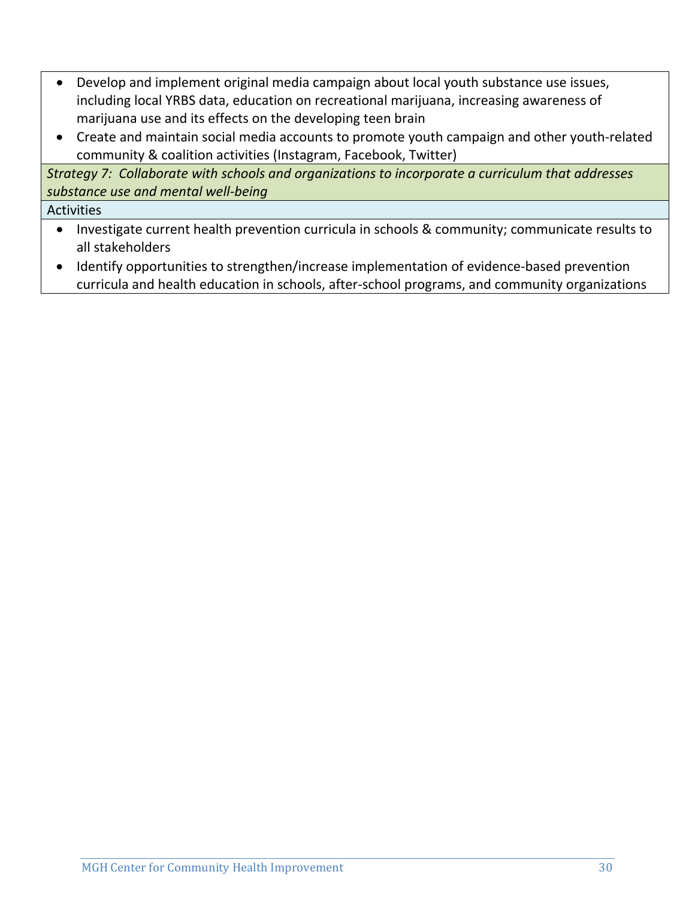- Develop and implement original media campaign about local youth substance use issues, including local YRBS data, education on recreational marijuana, increasing awareness of marijuana use and its effects on the developing teen brain
- Create and maintain social media accounts to promote youth campaign and other youth-related community & coalition activities (Instagram, Facebook, Twitter)

*Strategy 7: Collaborate with schools and organizations to incorporate a curriculum that addresses substance use and mental well-being*

Activities

- Investigate current health prevention curricula in schools & community; communicate results to all stakeholders
- Identify opportunities to strengthen/increase implementation of evidence-based prevention curricula and health education in schools, after-school programs, and community organizations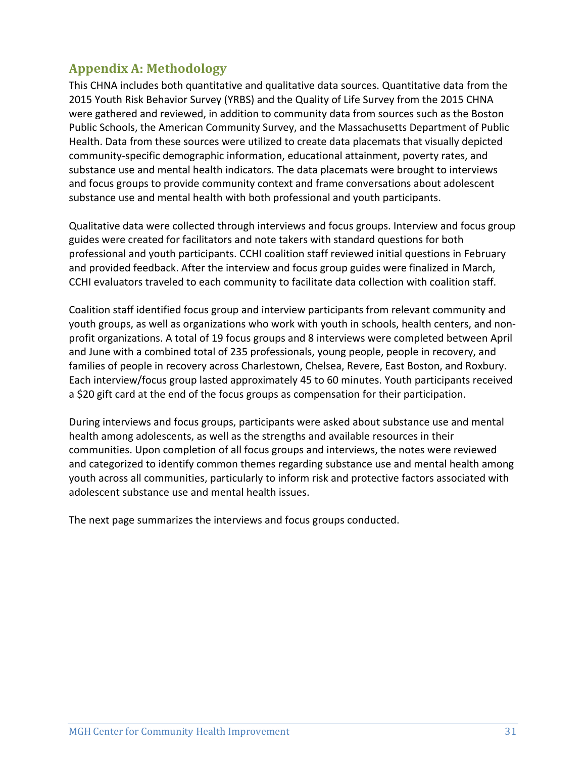## Appendix A: Methodology

This CHNA includes both quantitative and qualitative data sources. Quantitative data from the 2015 Youth Risk Behavior Survey (YRBS) and the Quality of Life Survey from the 2015 CHNA were gathered and reviewed, in addition to community data from sources such as the Boston Public Schools, the American Community Survey, and the Massachusetts Department of Public Health. Data from these sources were utilized to create data placemats that visually depicted community-specific demographic information, educational attainment, poverty rates, and substance use and mental health indicators. The data placemats were brought to interviews and focus groups to provide community context and frame conversations about adolescent substance use and mental health with both professional and youth participants.

Qualitative data were collected through interviews and focus groups. Interview and focus group guides were created for facilitators and note takers with standard questions for both professional and youth participants. CCHI coalition staff reviewed initial questions in February and provided feedback. After the interview and focus group guides were finalized in March, CCHI evaluators traveled to each community to facilitate data collection with coalition staff.

Coalition staff identified focus group and interview participants from relevant community and youth groups, as well as organizations who work with youth in schools, health centers, and non-profit organizations. A total of 19 focus groups and 8 interviews were completed between April and June with a combined total of 235 professionals, young people, people in recovery, and families of people in recovery across Charlestown, Chelsea, Revere, East Boston, and Roxbury. Each interview/focus group lasted approximately 45 to 60 minutes. Youth participants received a $20 gift card at the end of the focus groups as compensation for their participation.

During interviews and focus groups, participants were asked about substance use and mental health among adolescents, as well as the strengths and available resources in their communities. Upon completion of all focus groups and interviews, the notes were reviewed and categorized to identify common themes regarding substance use and mental health among youth across all communities, particularly to inform risk and protective factors associated with adolescent substance use and mental health issues.

The next page summarizes the interviews and focus groups conducted.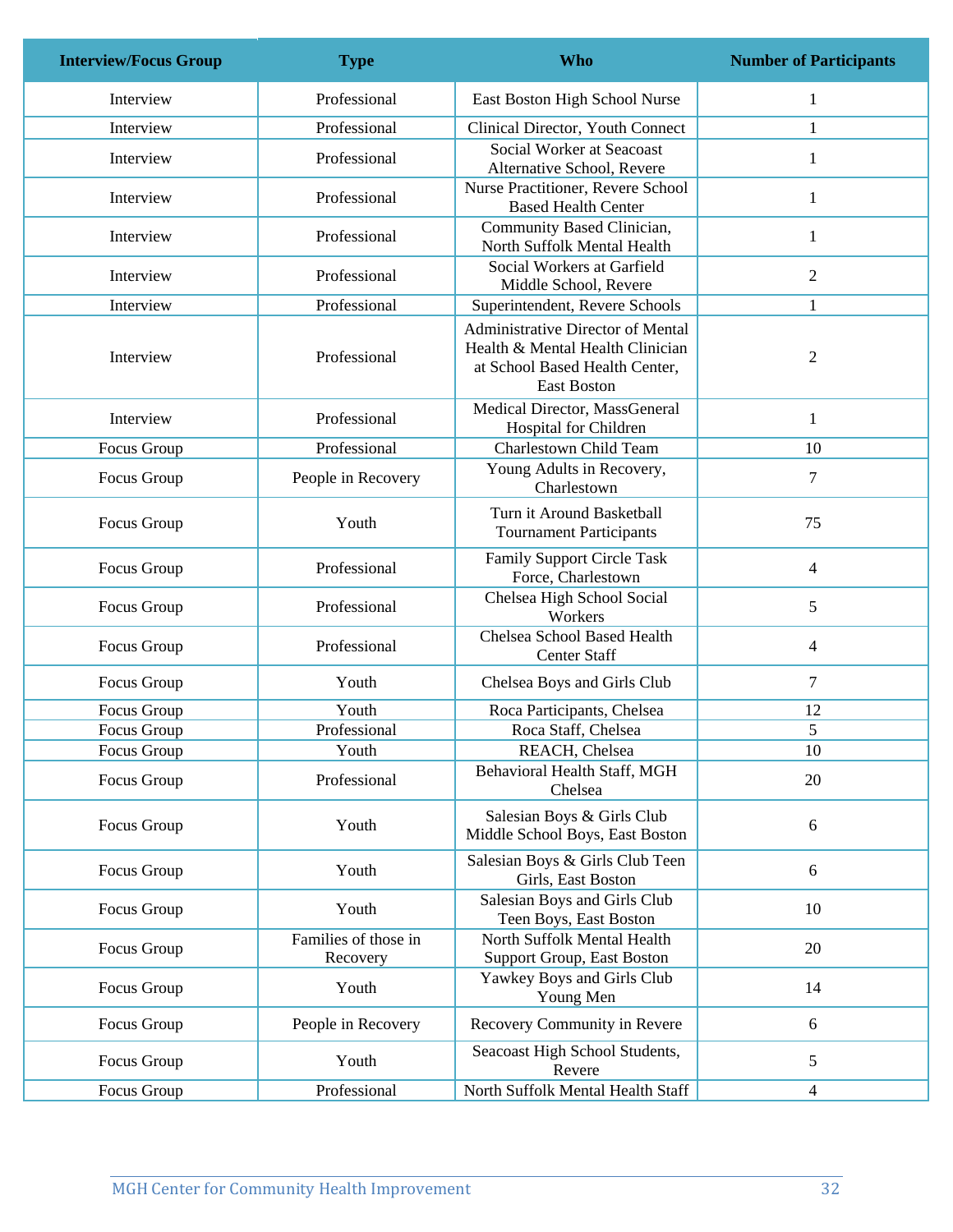| Interview/Focus Group | Type | Who | Number of Participants |
|---|---|---|---|
| Interview | Professional | East Boston High School Nurse | 1 |
| Interview | Professional | Clinical Director, Youth Connect | 1 |
| Interview | Professional | Social Worker at Seacoast Alternative School, Revere | 1 |
| Interview | Professional | Nurse Practitioner, Revere School Based Health Center | 1 |
| Interview | Professional | Community Based Clinician, North Suffolk Mental Health | 1 |
| Interview | Professional | Social Workers at Garfield Middle School, Revere | 2 |
| Interview | Professional | Superintendent, Revere Schools | 1 |
| Interview | Professional | Administrative Director of Mental Health & Mental Health Clinician at School Based Health Center, East Boston | 2 |
| Interview | Professional | Medical Director, MassGeneral Hospital for Children | 1 |
| Focus Group | Professional | Charlestown Child Team | 10 |
| Focus Group | People in Recovery | Young Adults in Recovery, Charlestown | 7 |
| Focus Group | Youth | Turn it Around Basketball Tournament Participants | 75 |
| Focus Group | Professional | Family Support Circle Task Force, Charlestown | 4 |
| Focus Group | Professional | Chelsea High School Social Workers | 5 |
| Focus Group | Professional | Chelsea School Based Health Center Staff | 4 |
| Focus Group | Youth | Chelsea Boys and Girls Club | 7 |
| Focus Group | Youth | Roca Participants, Chelsea | 12 |
| Focus Group | Professional | Roca Staff, Chelsea | 5 |
| Focus Group | Youth | REACH, Chelsea | 10 |
| Focus Group | Professional | Behavioral Health Staff, MGH Chelsea | 20 |
| Focus Group | Youth | Salesian Boys & Girls Club Middle School Boys, East Boston | 6 |
| Focus Group | Youth | Salesian Boys & Girls Club Teen Girls, East Boston | 6 |
| Focus Group | Youth | Salesian Boys and Girls Club Teen Boys, East Boston | 10 |
| Focus Group | Families of those in Recovery | North Suffolk Mental Health Support Group, East Boston | 20 |
| Focus Group | Youth | Yawkey Boys and Girls Club Young Men | 14 |
| Focus Group | People in Recovery | Recovery Community in Revere | 6 |
| Focus Group | Youth | Seacoast High School Students, Revere | 5 |
| Focus Group | Professional | North Suffolk Mental Health Staff | 4 |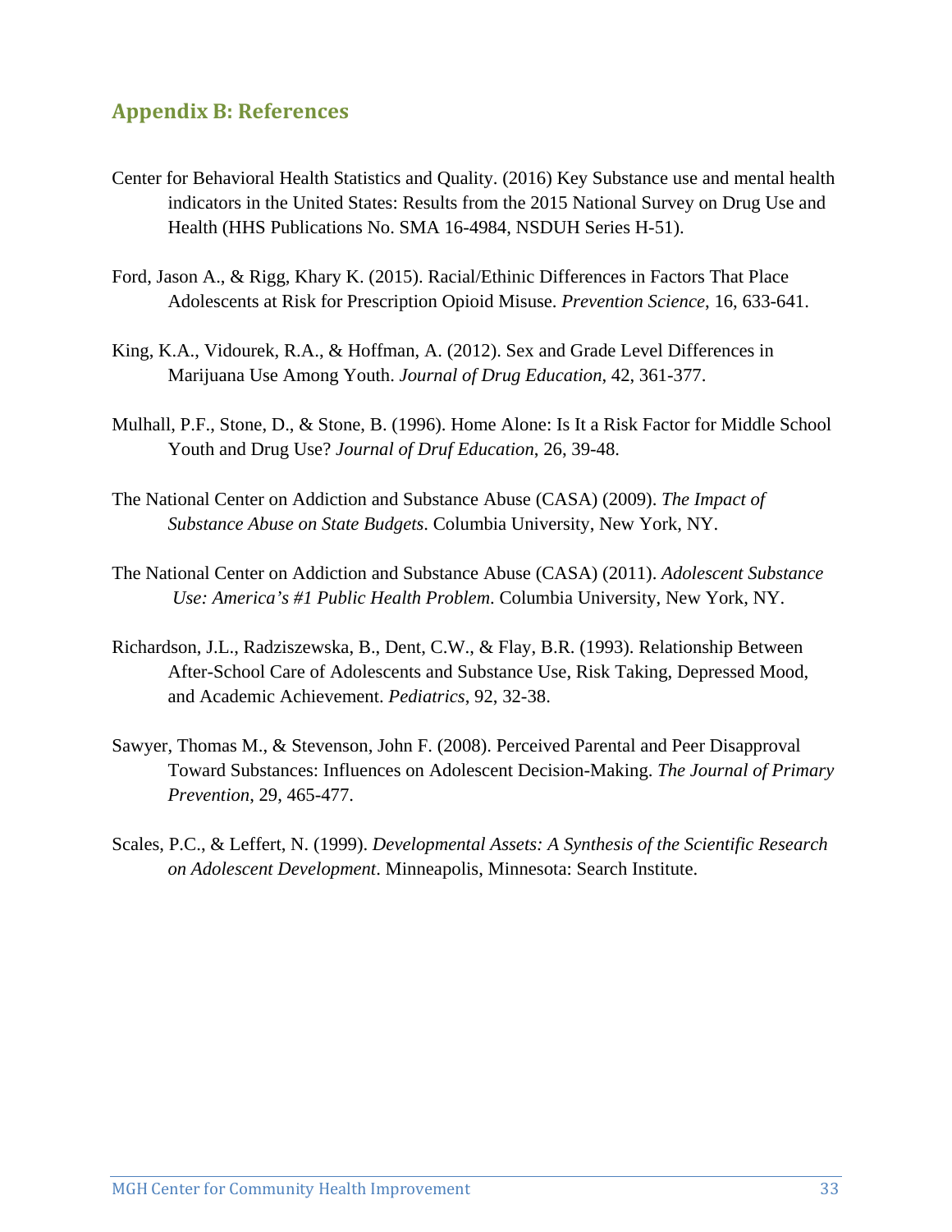## Appendix B: References

Center for Behavioral Health Statistics and Quality. (2016) Key Substance use and mental health indicators in the United States: Results from the 2015 National Survey on Drug Use and Health (HHS Publications No. SMA 16-4984, NSDUH Series H-51).

Ford, Jason A., & Rigg, Khary K. (2015). Racial/Ethinic Differences in Factors That Place Adolescents at Risk for Prescription Opioid Misuse. *Prevention Science*, 16, 633-641.

King, K.A., Vidourek, R.A., & Hoffman, A. (2012). Sex and Grade Level Differences in Marijuana Use Among Youth. *Journal of Drug Education*, 42, 361-377.

Mulhall, P.F., Stone, D., & Stone, B. (1996). Home Alone: Is It a Risk Factor for Middle School Youth and Drug Use? *Journal of Druf Education*, 26, 39-48.

The National Center on Addiction and Substance Abuse (CASA) (2009). *The Impact of Substance Abuse on State Budgets*. Columbia University, New York, NY.

The National Center on Addiction and Substance Abuse (CASA) (2011). *Adolescent Substance Use: America's #1 Public Health Problem*. Columbia University, New York, NY.

Richardson, J.L., Radziszewska, B., Dent, C.W., & Flay, B.R. (1993). Relationship Between After-School Care of Adolescents and Substance Use, Risk Taking, Depressed Mood, and Academic Achievement. *Pediatrics*, 92, 32-38.

Sawyer, Thomas M., & Stevenson, John F. (2008). Perceived Parental and Peer Disapproval Toward Substances: Influences on Adolescent Decision-Making. *The Journal of Primary Prevention*, 29, 465-477.

Scales, P.C., & Leffert, N. (1999). *Developmental Assets: A Synthesis of the Scientific Research on Adolescent Development*. Minneapolis, Minnesota: Search Institute.